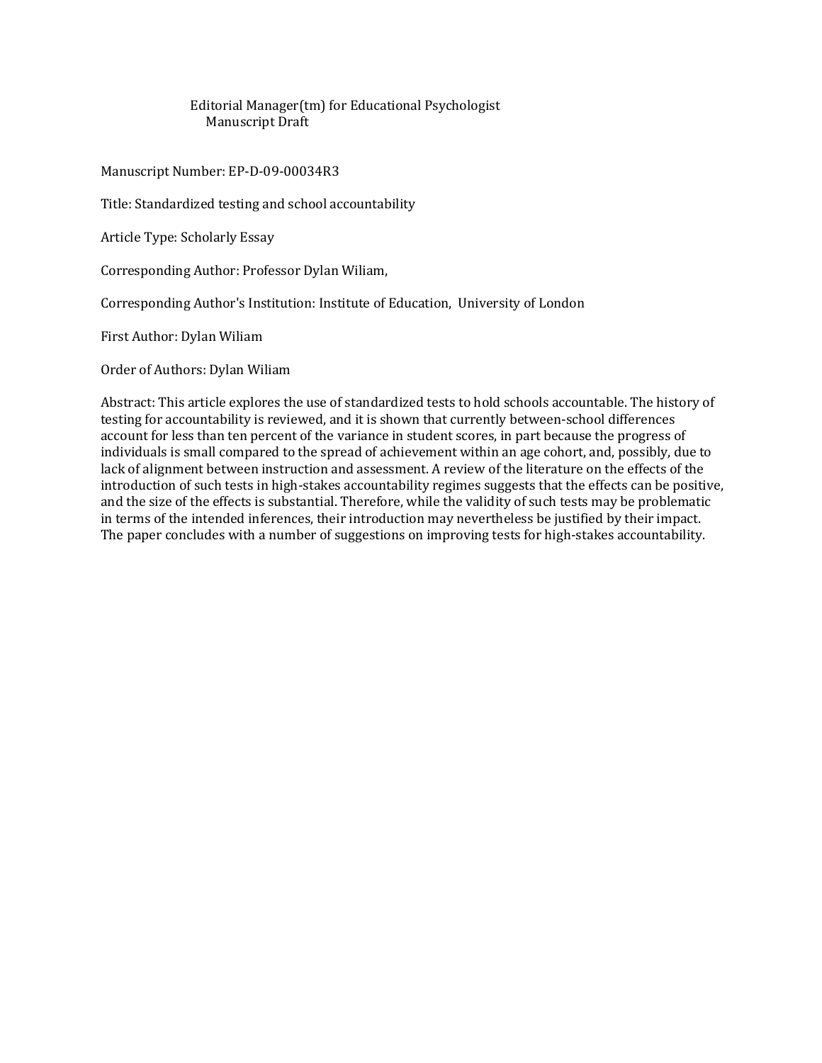Editorial Manager(tm) for Educational Psychologist
Manuscript Draft

Manuscript Number: EP-D-09-00034R3

Title: Standardized testing and school accountability

Article Type: Scholarly Essay

Corresponding Author: Professor Dylan Wiliam,

Corresponding Author's Institution: Institute of Education, University of London

First Author: Dylan Wiliam

Order of Authors: Dylan Wiliam

Abstract: This article explores the use of standardized tests to hold schools accountable. The history of testing for accountability is reviewed, and it is shown that currently between-school differences account for less than ten percent of the variance in student scores, in part because the progress of individuals is small compared to the spread of achievement within an age cohort, and, possibly, due to lack of alignment between instruction and assessment. A review of the literature on the effects of the introduction of such tests in high-stakes accountability regimes suggests that the effects can be positive, and the size of the effects is substantial. Therefore, while the validity of such tests may be problematic in terms of the intended inferences, their introduction may nevertheless be justified by their impact. The paper concludes with a number of suggestions on improving tests for high-stakes accountability.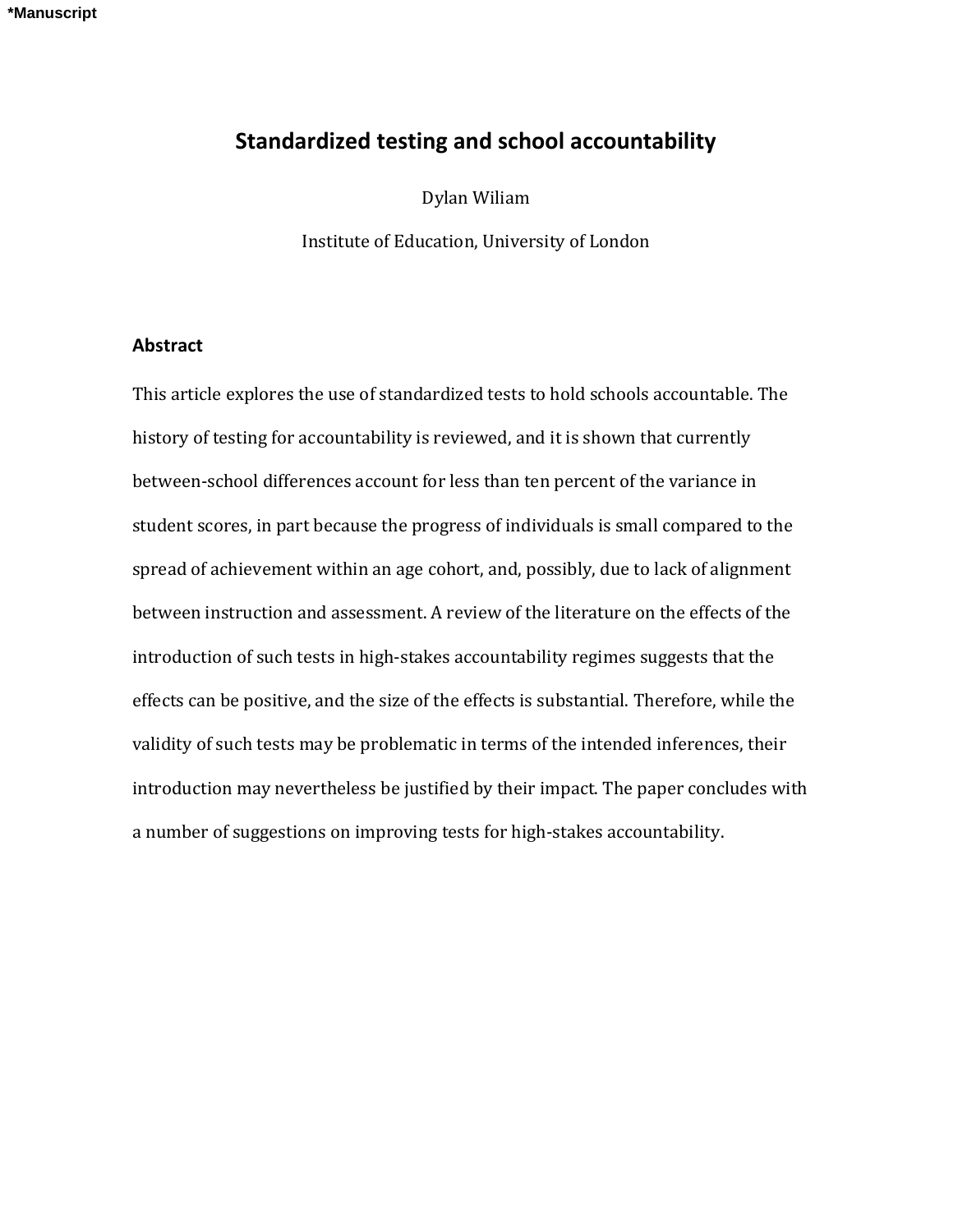# Standardized testing and school accountability

Dylan Wiliam

Institute of Education, University of London

## Abstract

This article explores the use of standardized tests to hold schools accountable. The history of testing for accountability is reviewed, and it is shown that currently between-school differences account for less than ten percent of the variance in student scores, in part because the progress of individuals is small compared to the spread of achievement within an age cohort, and, possibly, due to lack of alignment between instruction and assessment. A review of the literature on the effects of the introduction of such tests in high-stakes accountability regimes suggests that the effects can be positive, and the size of the effects is substantial. Therefore, while the validity of such tests may be problematic in terms of the intended inferences, their introduction may nevertheless be justified by their impact. The paper concludes with a number of suggestions on improving tests for high-stakes accountability.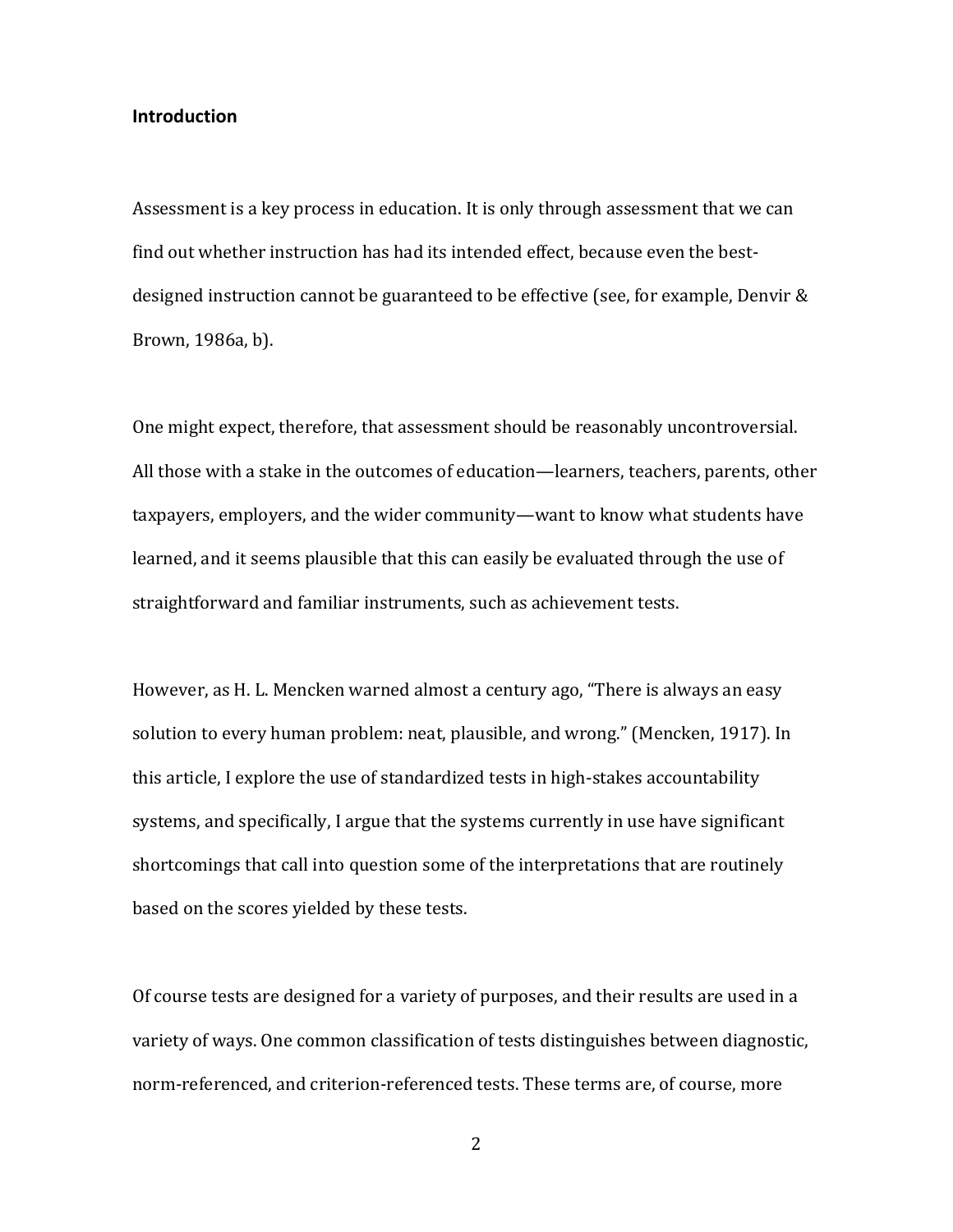## Introduction

Assessment is a key process in education. It is only through assessment that we can find out whether instruction has had its intended effect, because even the best-designed instruction cannot be guaranteed to be effective (see, for example, Denvir & Brown, 1986a, b).

One might expect, therefore, that assessment should be reasonably uncontroversial. All those with a stake in the outcomes of education—learners, teachers, parents, other taxpayers, employers, and the wider community—want to know what students have learned, and it seems plausible that this can easily be evaluated through the use of straightforward and familiar instruments, such as achievement tests.

However, as H. L. Mencken warned almost a century ago, "There is always an easy solution to every human problem: neat, plausible, and wrong." (Mencken, 1917). In this article, I explore the use of standardized tests in high-stakes accountability systems, and specifically, I argue that the systems currently in use have significant shortcomings that call into question some of the interpretations that are routinely based on the scores yielded by these tests.

Of course tests are designed for a variety of purposes, and their results are used in a variety of ways. One common classification of tests distinguishes between diagnostic, norm-referenced, and criterion-referenced tests. These terms are, of course, more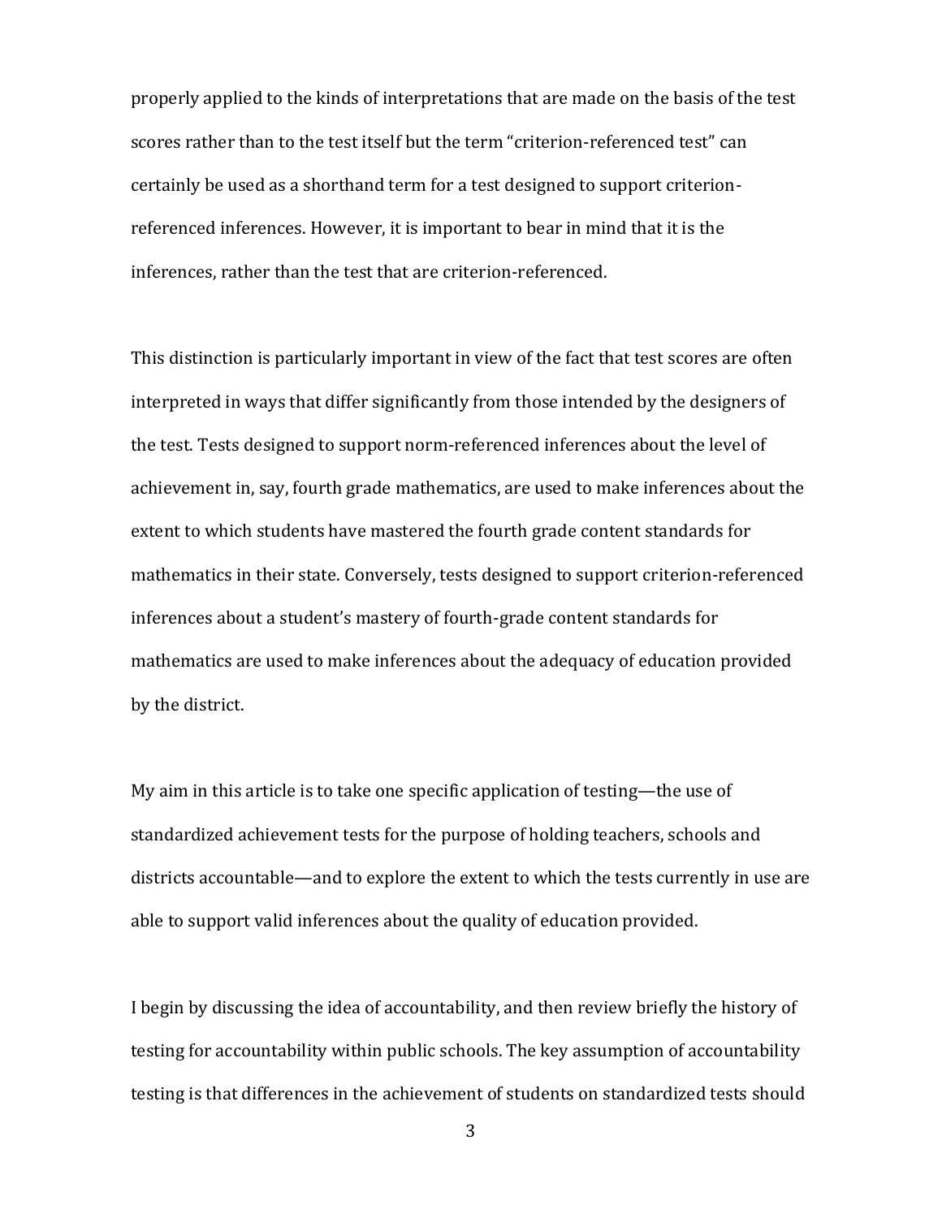properly applied to the kinds of interpretations that are made on the basis of the test scores rather than to the test itself but the term "criterion-referenced test" can certainly be used as a shorthand term for a test designed to support criterion-referenced inferences. However, it is important to bear in mind that it is the inferences, rather than the test that are criterion-referenced.

This distinction is particularly important in view of the fact that test scores are often interpreted in ways that differ significantly from those intended by the designers of the test. Tests designed to support norm-referenced inferences about the level of achievement in, say, fourth grade mathematics, are used to make inferences about the extent to which students have mastered the fourth grade content standards for mathematics in their state. Conversely, tests designed to support criterion-referenced inferences about a student's mastery of fourth-grade content standards for mathematics are used to make inferences about the adequacy of education provided by the district.

My aim in this article is to take one specific application of testing—the use of standardized achievement tests for the purpose of holding teachers, schools and districts accountable—and to explore the extent to which the tests currently in use are able to support valid inferences about the quality of education provided.

I begin by discussing the idea of accountability, and then review briefly the history of testing for accountability within public schools. The key assumption of accountability testing is that differences in the achievement of students on standardized tests should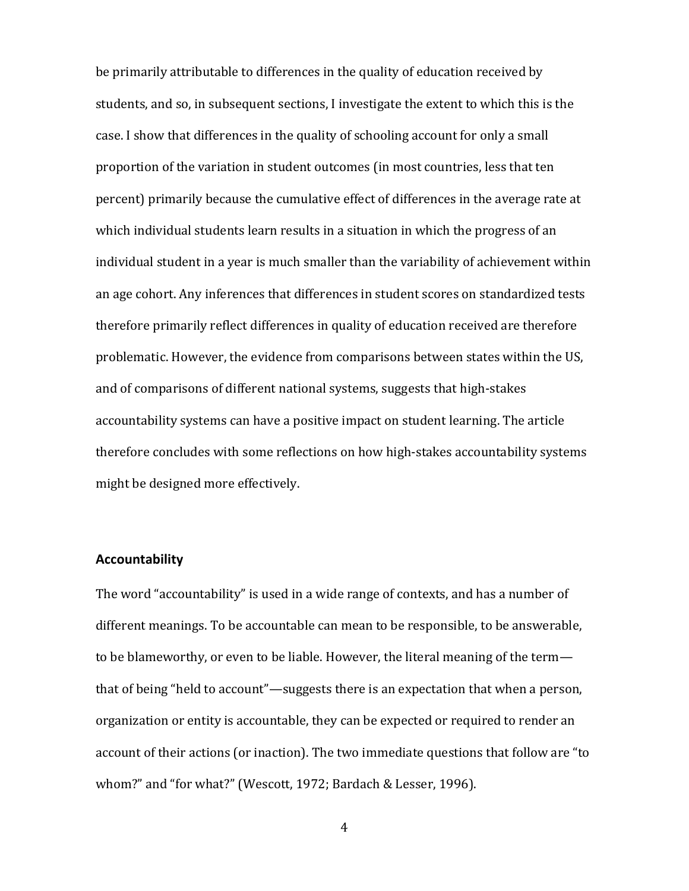be primarily attributable to differences in the quality of education received by students, and so, in subsequent sections, I investigate the extent to which this is the case. I show that differences in the quality of schooling account for only a small proportion of the variation in student outcomes (in most countries, less that ten percent) primarily because the cumulative effect of differences in the average rate at which individual students learn results in a situation in which the progress of an individual student in a year is much smaller than the variability of achievement within an age cohort. Any inferences that differences in student scores on standardized tests therefore primarily reflect differences in quality of education received are therefore problematic. However, the evidence from comparisons between states within the US, and of comparisons of different national systems, suggests that high-stakes accountability systems can have a positive impact on student learning. The article therefore concludes with some reflections on how high-stakes accountability systems might be designed more effectively.

## Accountability

The word "accountability" is used in a wide range of contexts, and has a number of different meanings. To be accountable can mean to be responsible, to be answerable, to be blameworthy, or even to be liable. However, the literal meaning of the term—that of being "held to account"—suggests there is an expectation that when a person, organization or entity is accountable, they can be expected or required to render an account of their actions (or inaction). The two immediate questions that follow are "to whom?" and "for what?" (Wescott, 1972; Bardach & Lesser, 1996).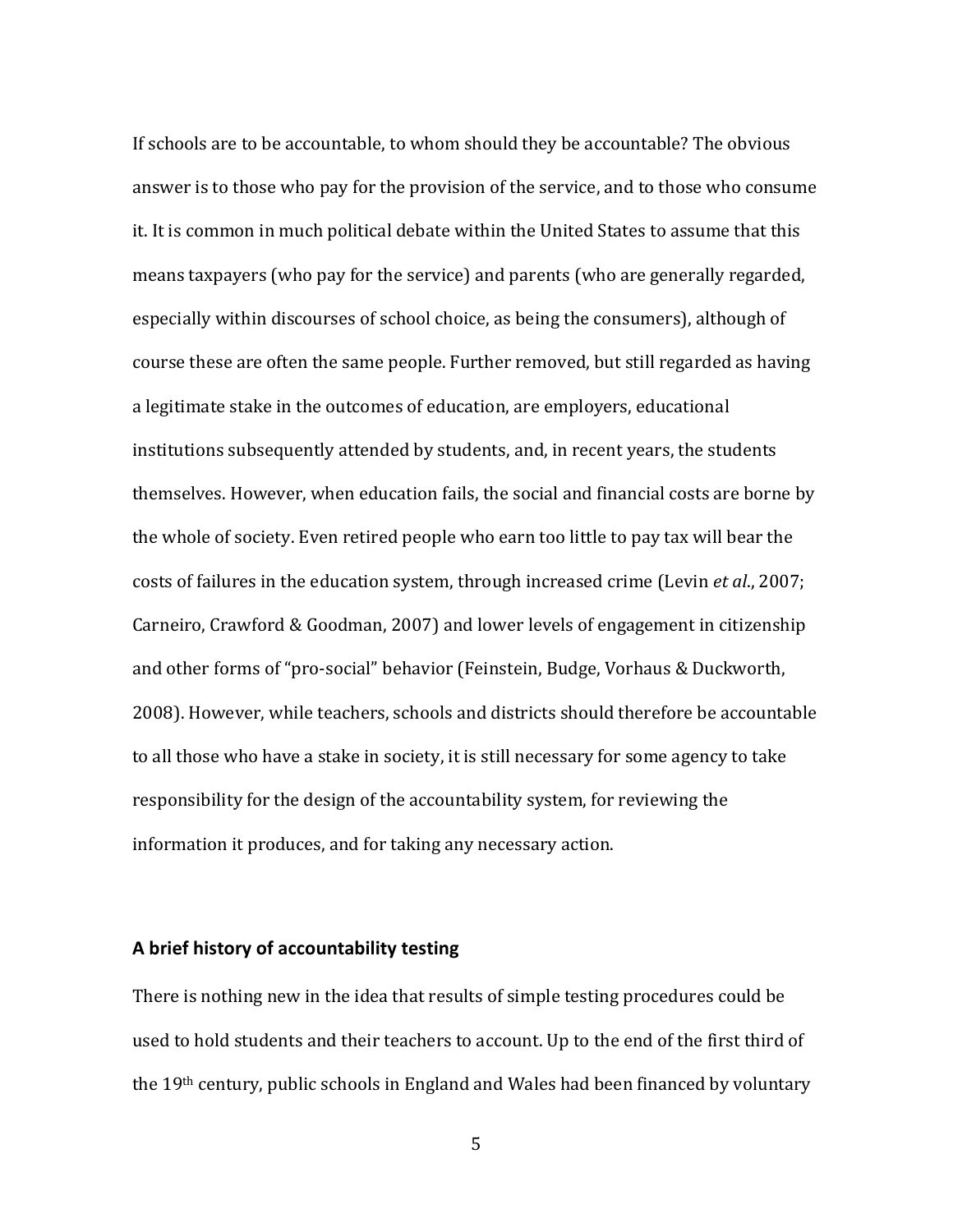If schools are to be accountable, to whom should they be accountable? The obvious answer is to those who pay for the provision of the service, and to those who consume it. It is common in much political debate within the United States to assume that this means taxpayers (who pay for the service) and parents (who are generally regarded, especially within discourses of school choice, as being the consumers), although of course these are often the same people. Further removed, but still regarded as having a legitimate stake in the outcomes of education, are employers, educational institutions subsequently attended by students, and, in recent years, the students themselves. However, when education fails, the social and financial costs are borne by the whole of society. Even retired people who earn too little to pay tax will bear the costs of failures in the education system, through increased crime (Levin *et al*., 2007; Carneiro, Crawford & Goodman, 2007) and lower levels of engagement in citizenship and other forms of "pro-social" behavior (Feinstein, Budge, Vorhaus & Duckworth, 2008). However, while teachers, schools and districts should therefore be accountable to all those who have a stake in society, it is still necessary for some agency to take responsibility for the design of the accountability system, for reviewing the information it produces, and for taking any necessary action.

## A brief history of accountability testing

There is nothing new in the idea that results of simple testing procedures could be used to hold students and their teachers to account. Up to the end of the first third of the 19th century, public schools in England and Wales had been financed by voluntary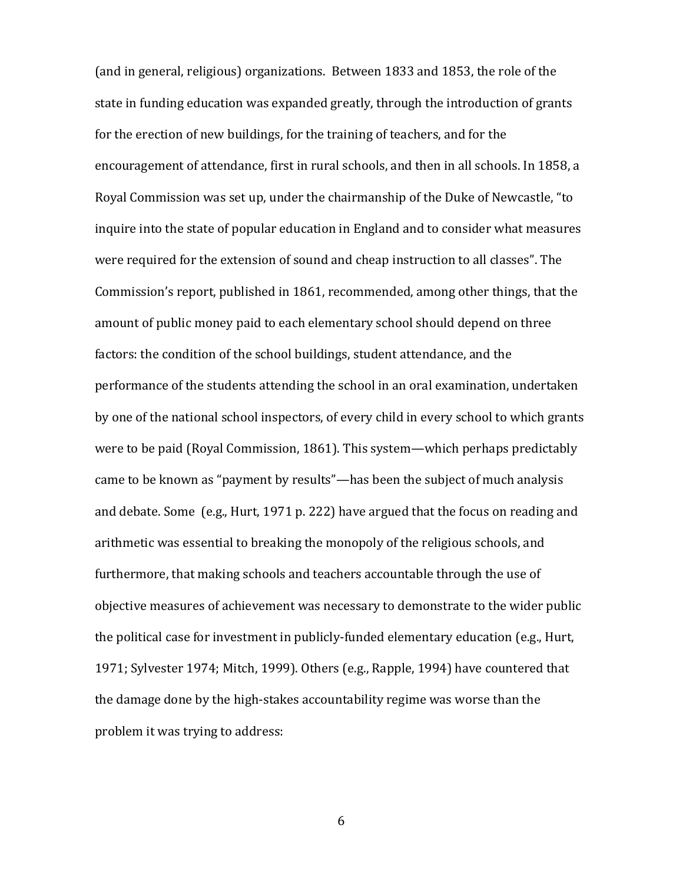(and in general, religious) organizations. Between 1833 and 1853, the role of the state in funding education was expanded greatly, through the introduction of grants for the erection of new buildings, for the training of teachers, and for the encouragement of attendance, first in rural schools, and then in all schools. In 1858, a Royal Commission was set up, under the chairmanship of the Duke of Newcastle, "to inquire into the state of popular education in England and to consider what measures were required for the extension of sound and cheap instruction to all classes". The Commission's report, published in 1861, recommended, among other things, that the amount of public money paid to each elementary school should depend on three factors: the condition of the school buildings, student attendance, and the performance of the students attending the school in an oral examination, undertaken by one of the national school inspectors, of every child in every school to which grants were to be paid (Royal Commission, 1861). This system—which perhaps predictably came to be known as "payment by results"—has been the subject of much analysis and debate. Some (e.g., Hurt, 1971 p. 222) have argued that the focus on reading and arithmetic was essential to breaking the monopoly of the religious schools, and furthermore, that making schools and teachers accountable through the use of objective measures of achievement was necessary to demonstrate to the wider public the political case for investment in publicly-funded elementary education (e.g., Hurt, 1971; Sylvester 1974; Mitch, 1999). Others (e.g., Rapple, 1994) have countered that the damage done by the high-stakes accountability regime was worse than the problem it was trying to address: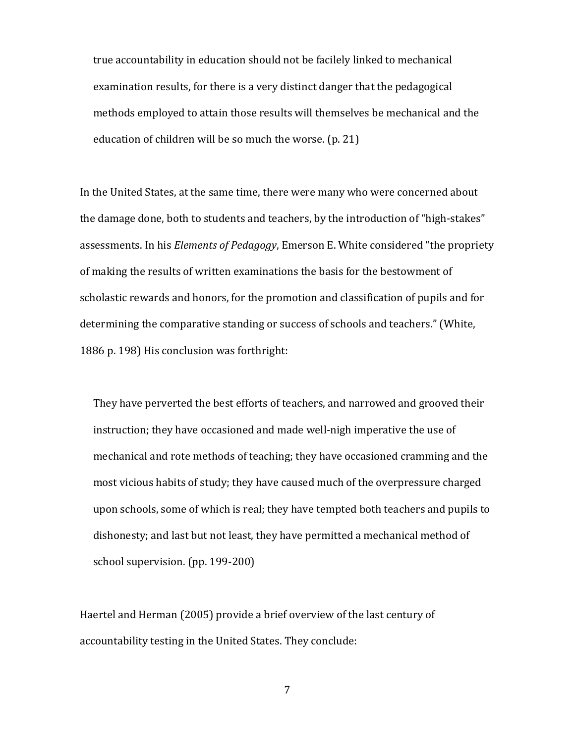> true accountability in education should not be facilely linked to mechanical examination results, for there is a very distinct danger that the pedagogical methods employed to attain those results will themselves be mechanical and the education of children will be so much the worse. (p. 21)

In the United States, at the same time, there were many who were concerned about the damage done, both to students and teachers, by the introduction of "high-stakes" assessments. In his *Elements of Pedagogy*, Emerson E. White considered "the propriety of making the results of written examinations the basis for the bestowment of scholastic rewards and honors, for the promotion and classification of pupils and for determining the comparative standing or success of schools and teachers." (White, 1886 p. 198) His conclusion was forthright:

> They have perverted the best efforts of teachers, and narrowed and grooved their instruction; they have occasioned and made well-nigh imperative the use of mechanical and rote methods of teaching; they have occasioned cramming and the most vicious habits of study; they have caused much of the overpressure charged upon schools, some of which is real; they have tempted both teachers and pupils to dishonesty; and last but not least, they have permitted a mechanical method of school supervision. (pp. 199-200)

Haertel and Herman (2005) provide a brief overview of the last century of accountability testing in the United States. They conclude: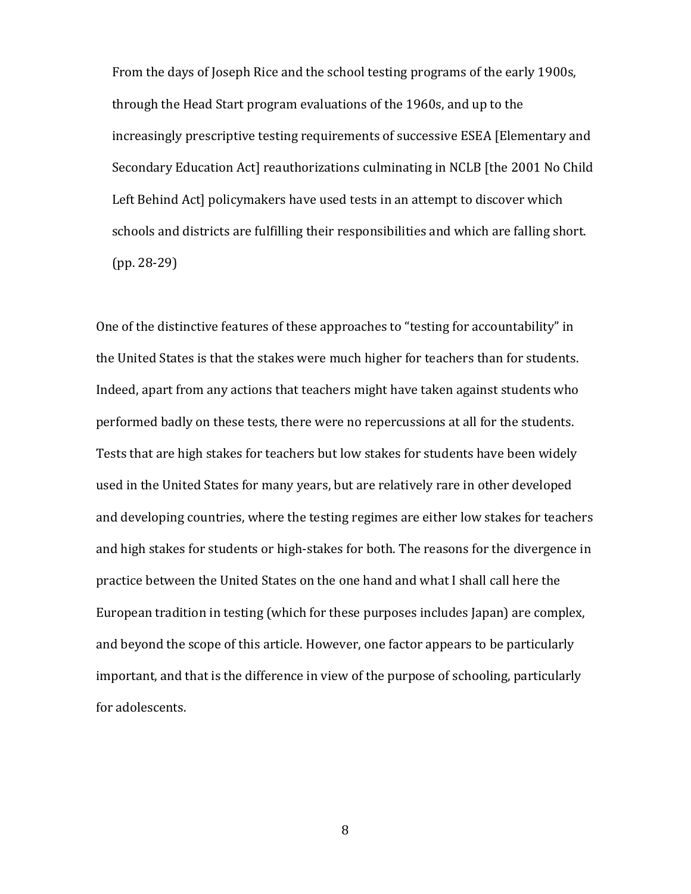> From the days of Joseph Rice and the school testing programs of the early 1900s, through the Head Start program evaluations of the 1960s, and up to the increasingly prescriptive testing requirements of successive ESEA [Elementary and Secondary Education Act] reauthorizations culminating in NCLB [the 2001 No Child Left Behind Act] policymakers have used tests in an attempt to discover which schools and districts are fulfilling their responsibilities and which are falling short. (pp. 28-29)

One of the distinctive features of these approaches to "testing for accountability" in the United States is that the stakes were much higher for teachers than for students. Indeed, apart from any actions that teachers might have taken against students who performed badly on these tests, there were no repercussions at all for the students. Tests that are high stakes for teachers but low stakes for students have been widely used in the United States for many years, but are relatively rare in other developed and developing countries, where the testing regimes are either low stakes for teachers and high stakes for students or high-stakes for both. The reasons for the divergence in practice between the United States on the one hand and what I shall call here the European tradition in testing (which for these purposes includes Japan) are complex, and beyond the scope of this article. However, one factor appears to be particularly important, and that is the difference in view of the purpose of schooling, particularly for adolescents.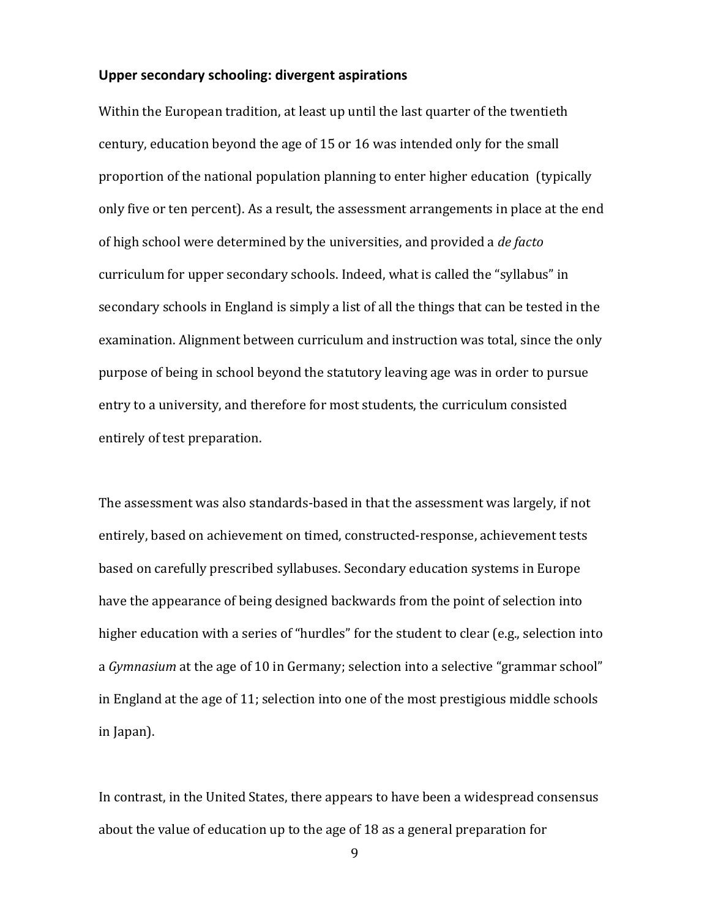**Upper secondary schooling: divergent aspirations**

Within the European tradition, at least up until the last quarter of the twentieth century, education beyond the age of 15 or 16 was intended only for the small proportion of the national population planning to enter higher education (typically only five or ten percent). As a result, the assessment arrangements in place at the end of high school were determined by the universities, and provided a *de facto* curriculum for upper secondary schools. Indeed, what is called the "syllabus" in secondary schools in England is simply a list of all the things that can be tested in the examination. Alignment between curriculum and instruction was total, since the only purpose of being in school beyond the statutory leaving age was in order to pursue entry to a university, and therefore for most students, the curriculum consisted entirely of test preparation.

The assessment was also standards-based in that the assessment was largely, if not entirely, based on achievement on timed, constructed-response, achievement tests based on carefully prescribed syllabuses. Secondary education systems in Europe have the appearance of being designed backwards from the point of selection into higher education with a series of "hurdles" for the student to clear (e.g., selection into a *Gymnasium* at the age of 10 in Germany; selection into a selective "grammar school" in England at the age of 11; selection into one of the most prestigious middle schools in Japan).

In contrast, in the United States, there appears to have been a widespread consensus about the value of education up to the age of 18 as a general preparation for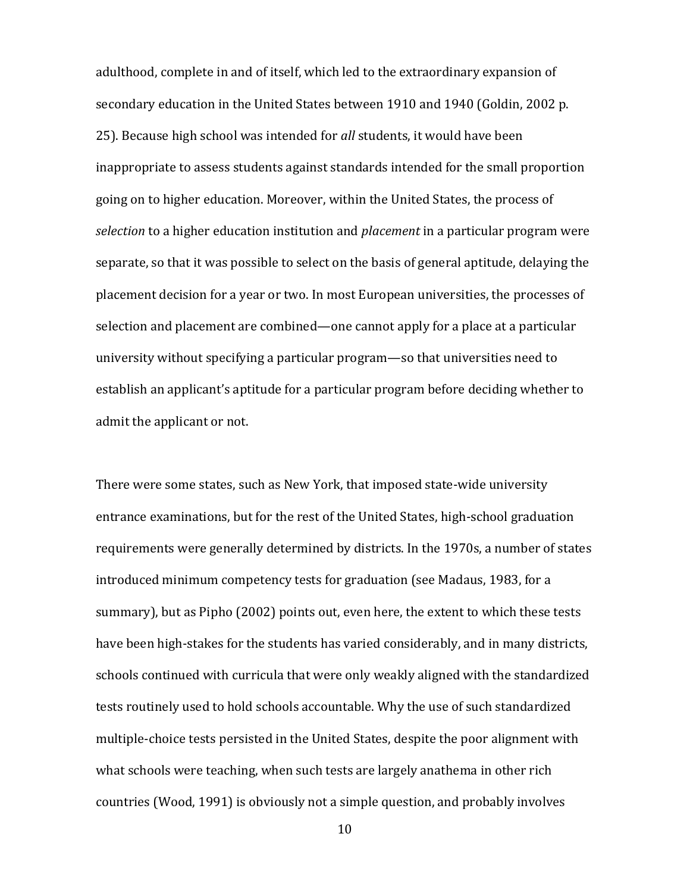adulthood, complete in and of itself, which led to the extraordinary expansion of secondary education in the United States between 1910 and 1940 (Goldin, 2002 p. 25). Because high school was intended for *all* students, it would have been inappropriate to assess students against standards intended for the small proportion going on to higher education. Moreover, within the United States, the process of *selection* to a higher education institution and *placement* in a particular program were separate, so that it was possible to select on the basis of general aptitude, delaying the placement decision for a year or two. In most European universities, the processes of selection and placement are combined—one cannot apply for a place at a particular university without specifying a particular program—so that universities need to establish an applicant's aptitude for a particular program before deciding whether to admit the applicant or not.

There were some states, such as New York, that imposed state-wide university entrance examinations, but for the rest of the United States, high-school graduation requirements were generally determined by districts. In the 1970s, a number of states introduced minimum competency tests for graduation (see Madaus, 1983, for a summary), but as Pipho (2002) points out, even here, the extent to which these tests have been high-stakes for the students has varied considerably, and in many districts, schools continued with curricula that were only weakly aligned with the standardized tests routinely used to hold schools accountable. Why the use of such standardized multiple-choice tests persisted in the United States, despite the poor alignment with what schools were teaching, when such tests are largely anathema in other rich countries (Wood, 1991) is obviously not a simple question, and probably involves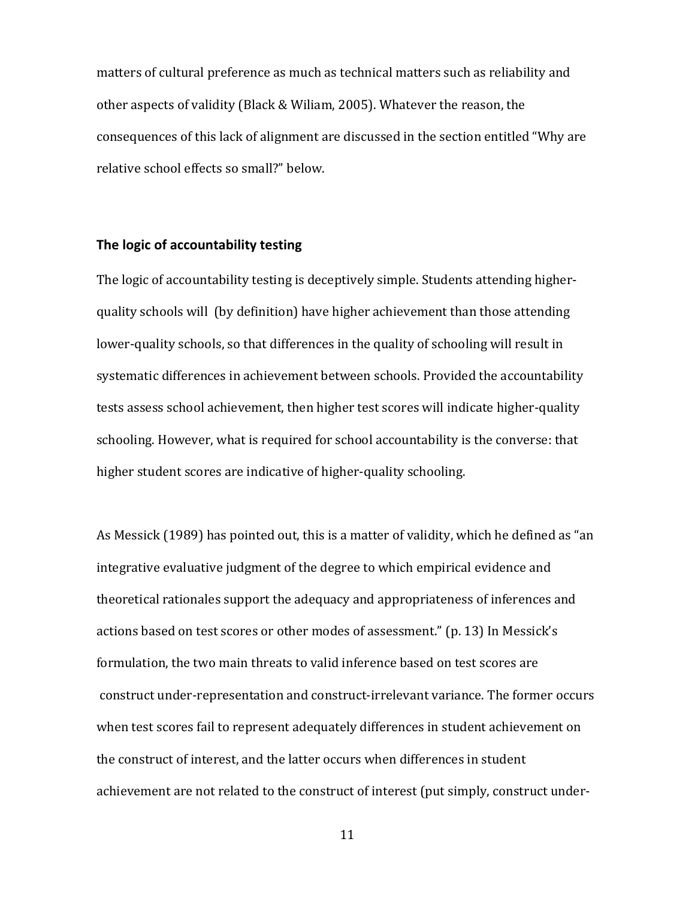matters of cultural preference as much as technical matters such as reliability and other aspects of validity (Black & Wiliam, 2005). Whatever the reason, the consequences of this lack of alignment are discussed in the section entitled "Why are relative school effects so small?" below.

## The logic of accountability testing

The logic of accountability testing is deceptively simple. Students attending higher-quality schools will (by definition) have higher achievement than those attending lower-quality schools, so that differences in the quality of schooling will result in systematic differences in achievement between schools. Provided the accountability tests assess school achievement, then higher test scores will indicate higher-quality schooling. However, what is required for school accountability is the converse: that higher student scores are indicative of higher-quality schooling.

As Messick (1989) has pointed out, this is a matter of validity, which he defined as "an integrative evaluative judgment of the degree to which empirical evidence and theoretical rationales support the adequacy and appropriateness of inferences and actions based on test scores or other modes of assessment." (p. 13) In Messick's formulation, the two main threats to valid inference based on test scores are construct under-representation and construct-irrelevant variance. The former occurs when test scores fail to represent adequately differences in student achievement on the construct of interest, and the latter occurs when differences in student achievement are not related to the construct of interest (put simply, construct under-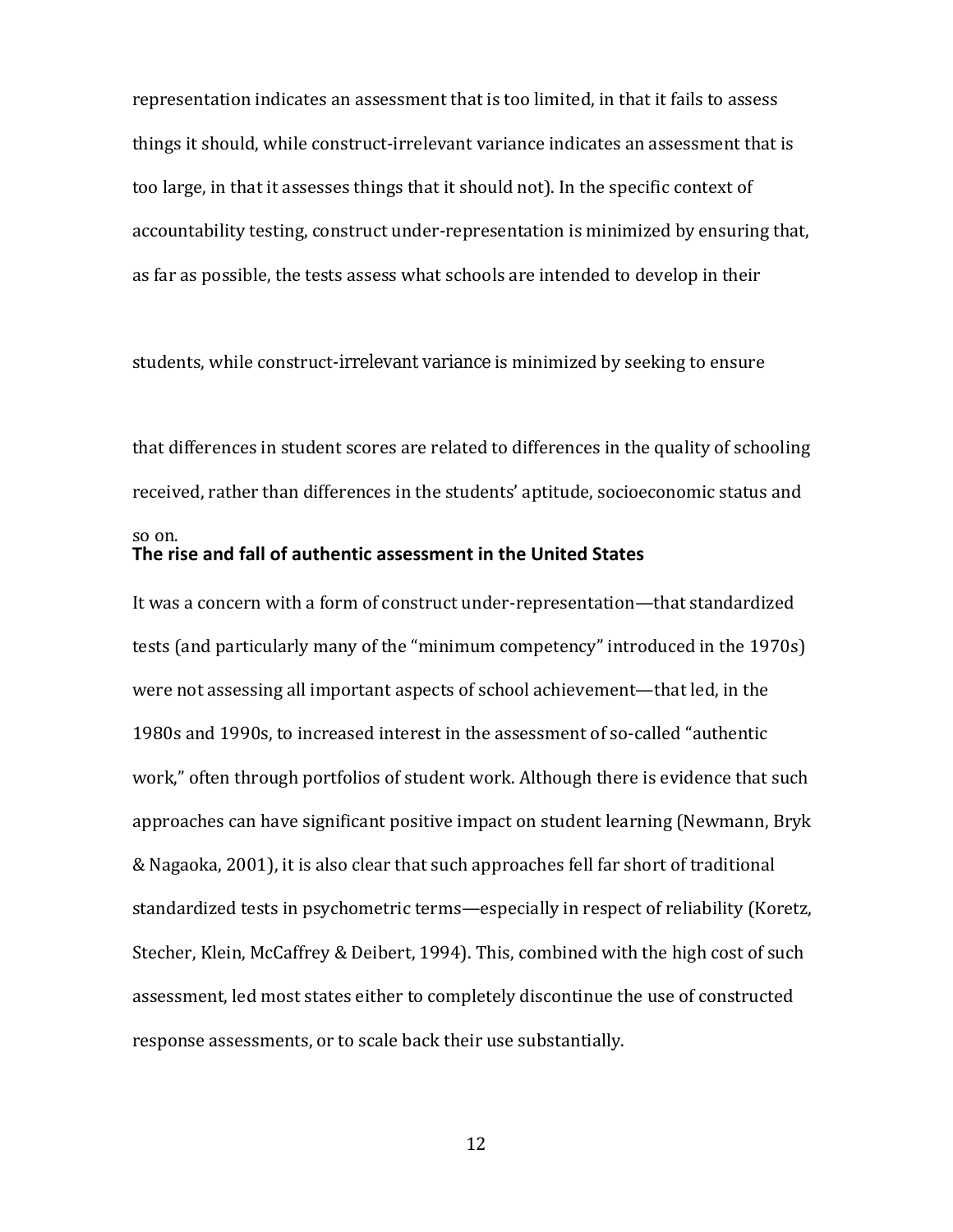representation indicates an assessment that is too limited, in that it fails to assess things it should, while construct-irrelevant variance indicates an assessment that is too large, in that it assesses things that it should not). In the specific context of accountability testing, construct under-representation is minimized by ensuring that, as far as possible, the tests assess what schools are intended to develop in their students, while construct-irrelevant variance is minimized by seeking to ensure that differences in student scores are related to differences in the quality of schooling received, rather than differences in the students' aptitude, socioeconomic status and so on.

## The rise and fall of authentic assessment in the United States

It was a concern with a form of construct under-representation—that standardized tests (and particularly many of the "minimum competency" introduced in the 1970s) were not assessing all important aspects of school achievement—that led, in the 1980s and 1990s, to increased interest in the assessment of so-called "authentic work," often through portfolios of student work. Although there is evidence that such approaches can have significant positive impact on student learning (Newmann, Bryk & Nagaoka, 2001), it is also clear that such approaches fell far short of traditional standardized tests in psychometric terms—especially in respect of reliability (Koretz, Stecher, Klein, McCaffrey & Deibert, 1994). This, combined with the high cost of such assessment, led most states either to completely discontinue the use of constructed response assessments, or to scale back their use substantially.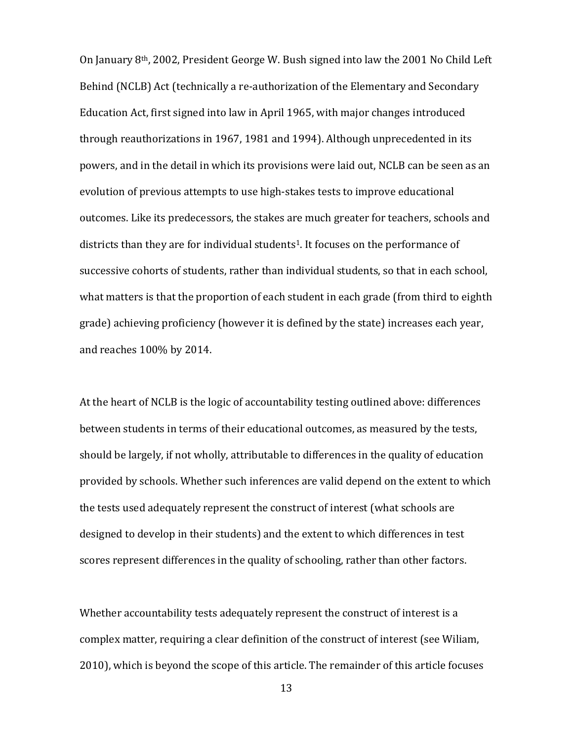On January 8th, 2002, President George W. Bush signed into law the 2001 No Child Left Behind (NCLB) Act (technically a re-authorization of the Elementary and Secondary Education Act, first signed into law in April 1965, with major changes introduced through reauthorizations in 1967, 1981 and 1994). Although unprecedented in its powers, and in the detail in which its provisions were laid out, NCLB can be seen as an evolution of previous attempts to use high-stakes tests to improve educational outcomes. Like its predecessors, the stakes are much greater for teachers, schools and districts than they are for individual students[1]. It focuses on the performance of successive cohorts of students, rather than individual students, so that in each school, what matters is that the proportion of each student in each grade (from third to eighth grade) achieving proficiency (however it is defined by the state) increases each year, and reaches 100% by 2014.

At the heart of NCLB is the logic of accountability testing outlined above: differences between students in terms of their educational outcomes, as measured by the tests, should be largely, if not wholly, attributable to differences in the quality of education provided by schools. Whether such inferences are valid depend on the extent to which the tests used adequately represent the construct of interest (what schools are designed to develop in their students) and the extent to which differences in test scores represent differences in the quality of schooling, rather than other factors.

Whether accountability tests adequately represent the construct of interest is a complex matter, requiring a clear definition of the construct of interest (see Wiliam, 2010), which is beyond the scope of this article. The remainder of this article focuses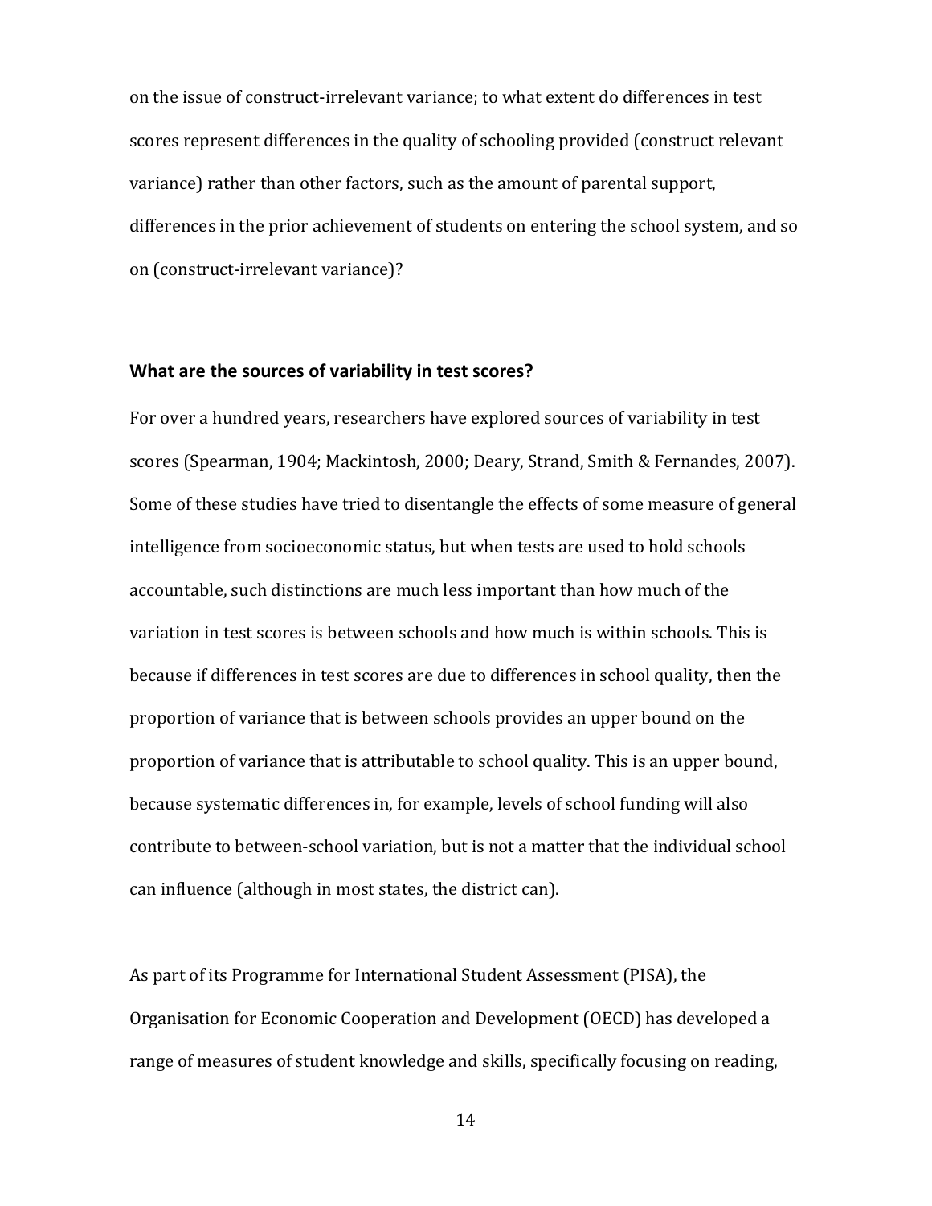on the issue of construct-irrelevant variance; to what extent do differences in test scores represent differences in the quality of schooling provided (construct relevant variance) rather than other factors, such as the amount of parental support, differences in the prior achievement of students on entering the school system, and so on (construct-irrelevant variance)?

### What are the sources of variability in test scores?

For over a hundred years, researchers have explored sources of variability in test scores (Spearman, 1904; Mackintosh, 2000; Deary, Strand, Smith & Fernandes, 2007). Some of these studies have tried to disentangle the effects of some measure of general intelligence from socioeconomic status, but when tests are used to hold schools accountable, such distinctions are much less important than how much of the variation in test scores is between schools and how much is within schools. This is because if differences in test scores are due to differences in school quality, then the proportion of variance that is between schools provides an upper bound on the proportion of variance that is attributable to school quality. This is an upper bound, because systematic differences in, for example, levels of school funding will also contribute to between-school variation, but is not a matter that the individual school can influence (although in most states, the district can).

As part of its Programme for International Student Assessment (PISA), the Organisation for Economic Cooperation and Development (OECD) has developed a range of measures of student knowledge and skills, specifically focusing on reading,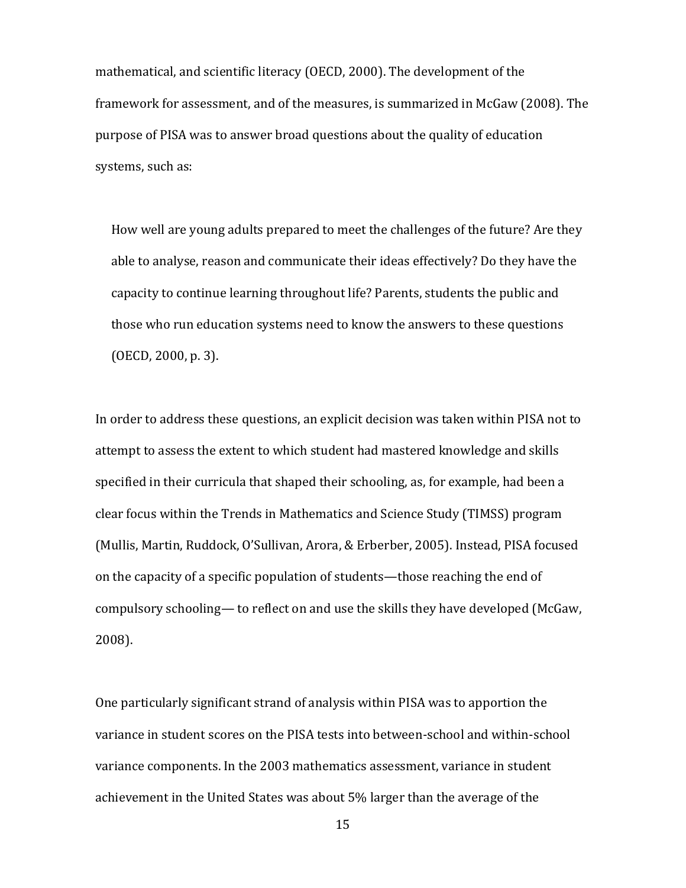mathematical, and scientific literacy (OECD, 2000). The development of the framework for assessment, and of the measures, is summarized in McGaw (2008). The purpose of PISA was to answer broad questions about the quality of education systems, such as:

> How well are young adults prepared to meet the challenges of the future? Are they able to analyse, reason and communicate their ideas effectively? Do they have the capacity to continue learning throughout life? Parents, students the public and those who run education systems need to know the answers to these questions (OECD, 2000, p. 3).

In order to address these questions, an explicit decision was taken within PISA not to attempt to assess the extent to which student had mastered knowledge and skills specified in their curricula that shaped their schooling, as, for example, had been a clear focus within the Trends in Mathematics and Science Study (TIMSS) program (Mullis, Martin, Ruddock, O'Sullivan, Arora, & Erberber, 2005). Instead, PISA focused on the capacity of a specific population of students—those reaching the end of compulsory schooling— to reflect on and use the skills they have developed (McGaw, 2008).

One particularly significant strand of analysis within PISA was to apportion the variance in student scores on the PISA tests into between-school and within-school variance components. In the 2003 mathematics assessment, variance in student achievement in the United States was about 5% larger than the average of the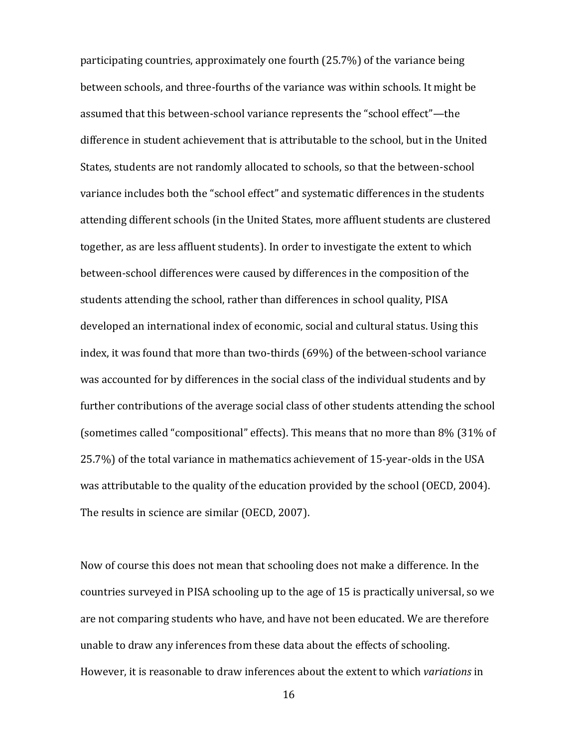participating countries, approximately one fourth (25.7%) of the variance being between schools, and three-fourths of the variance was within schools. It might be assumed that this between-school variance represents the "school effect"—the difference in student achievement that is attributable to the school, but in the United States, students are not randomly allocated to schools, so that the between-school variance includes both the "school effect" and systematic differences in the students attending different schools (in the United States, more affluent students are clustered together, as are less affluent students). In order to investigate the extent to which between-school differences were caused by differences in the composition of the students attending the school, rather than differences in school quality, PISA developed an international index of economic, social and cultural status. Using this index, it was found that more than two-thirds (69%) of the between-school variance was accounted for by differences in the social class of the individual students and by further contributions of the average social class of other students attending the school (sometimes called "compositional" effects). This means that no more than 8% (31% of 25.7%) of the total variance in mathematics achievement of 15-year-olds in the USA was attributable to the quality of the education provided by the school (OECD, 2004). The results in science are similar (OECD, 2007).

Now of course this does not mean that schooling does not make a difference. In the countries surveyed in PISA schooling up to the age of 15 is practically universal, so we are not comparing students who have, and have not been educated. We are therefore unable to draw any inferences from these data about the effects of schooling. However, it is reasonable to draw inferences about the extent to which *variations* in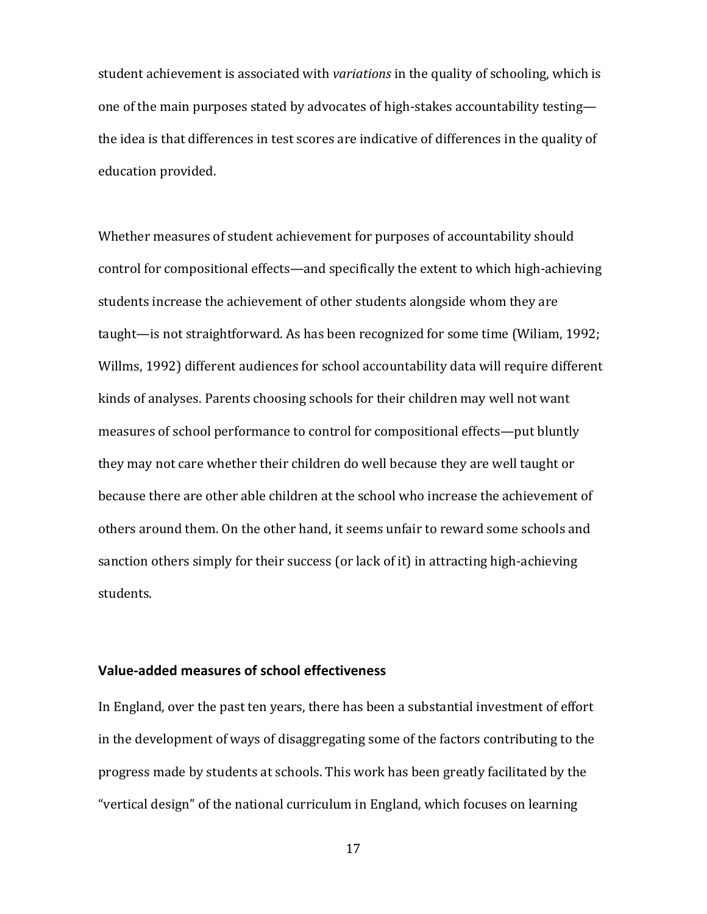student achievement is associated with *variations* in the quality of schooling, which is one of the main purposes stated by advocates of high-stakes accountability testing—the idea is that differences in test scores are indicative of differences in the quality of education provided.

Whether measures of student achievement for purposes of accountability should control for compositional effects—and specifically the extent to which high-achieving students increase the achievement of other students alongside whom they are taught—is not straightforward. As has been recognized for some time (Wiliam, 1992; Willms, 1992) different audiences for school accountability data will require different kinds of analyses. Parents choosing schools for their children may well not want measures of school performance to control for compositional effects—put bluntly they may not care whether their children do well because they are well taught or because there are other able children at the school who increase the achievement of others around them. On the other hand, it seems unfair to reward some schools and sanction others simply for their success (or lack of it) in attracting high-achieving students.

## Value-added measures of school effectiveness

In England, over the past ten years, there has been a substantial investment of effort in the development of ways of disaggregating some of the factors contributing to the progress made by students at schools. This work has been greatly facilitated by the "vertical design" of the national curriculum in England, which focuses on learning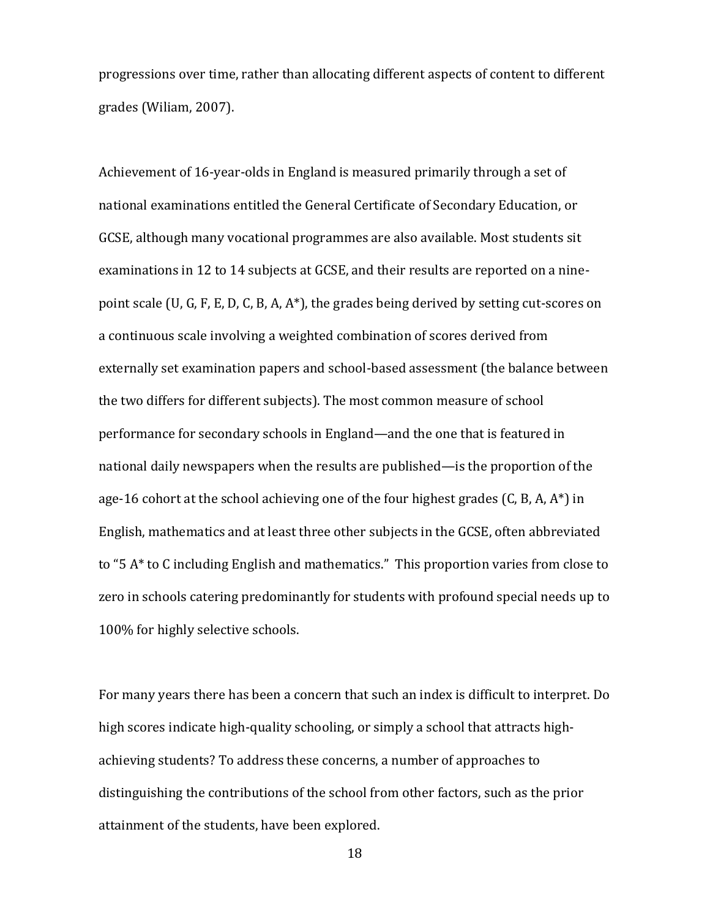progressions over time, rather than allocating different aspects of content to different grades (Wiliam, 2007).

Achievement of 16-year-olds in England is measured primarily through a set of national examinations entitled the General Certificate of Secondary Education, or GCSE, although many vocational programmes are also available. Most students sit examinations in 12 to 14 subjects at GCSE, and their results are reported on a nine-point scale (U, G, F, E, D, C, B, A, A*), the grades being derived by setting cut-scores on a continuous scale involving a weighted combination of scores derived from externally set examination papers and school-based assessment (the balance between the two differs for different subjects). The most common measure of school performance for secondary schools in England—and the one that is featured in national daily newspapers when the results are published—is the proportion of the age-16 cohort at the school achieving one of the four highest grades (C, B, A, A*) in English, mathematics and at least three other subjects in the GCSE, often abbreviated to "5 A* to C including English and mathematics." This proportion varies from close to zero in schools catering predominantly for students with profound special needs up to 100% for highly selective schools.

For many years there has been a concern that such an index is difficult to interpret. Do high scores indicate high-quality schooling, or simply a school that attracts high-achieving students? To address these concerns, a number of approaches to distinguishing the contributions of the school from other factors, such as the prior attainment of the students, have been explored.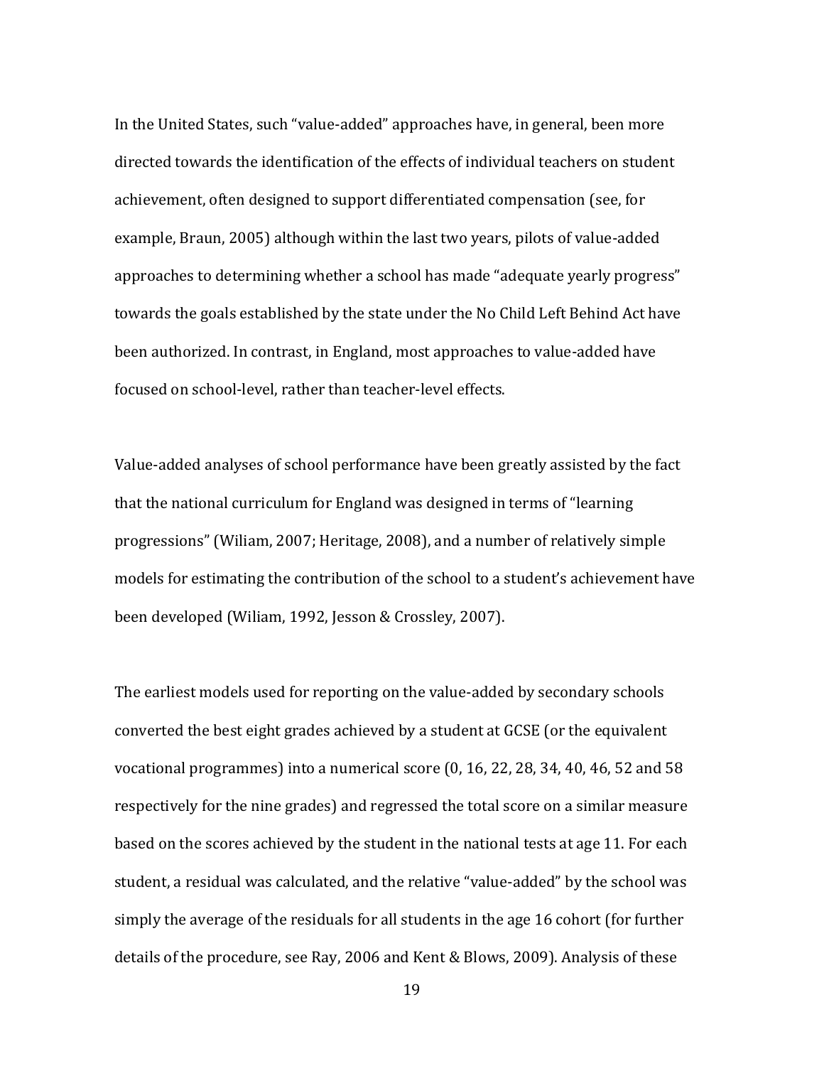In the United States, such "value-added" approaches have, in general, been more directed towards the identification of the effects of individual teachers on student achievement, often designed to support differentiated compensation (see, for example, Braun, 2005) although within the last two years, pilots of value-added approaches to determining whether a school has made "adequate yearly progress" towards the goals established by the state under the No Child Left Behind Act have been authorized. In contrast, in England, most approaches to value-added have focused on school-level, rather than teacher-level effects.

Value-added analyses of school performance have been greatly assisted by the fact that the national curriculum for England was designed in terms of "learning progressions" (Wiliam, 2007; Heritage, 2008), and a number of relatively simple models for estimating the contribution of the school to a student's achievement have been developed (Wiliam, 1992, Jesson & Crossley, 2007).

The earliest models used for reporting on the value-added by secondary schools converted the best eight grades achieved by a student at GCSE (or the equivalent vocational programmes) into a numerical score (0, 16, 22, 28, 34, 40, 46, 52 and 58 respectively for the nine grades) and regressed the total score on a similar measure based on the scores achieved by the student in the national tests at age 11. For each student, a residual was calculated, and the relative "value-added" by the school was simply the average of the residuals for all students in the age 16 cohort (for further details of the procedure, see Ray, 2006 and Kent & Blows, 2009). Analysis of these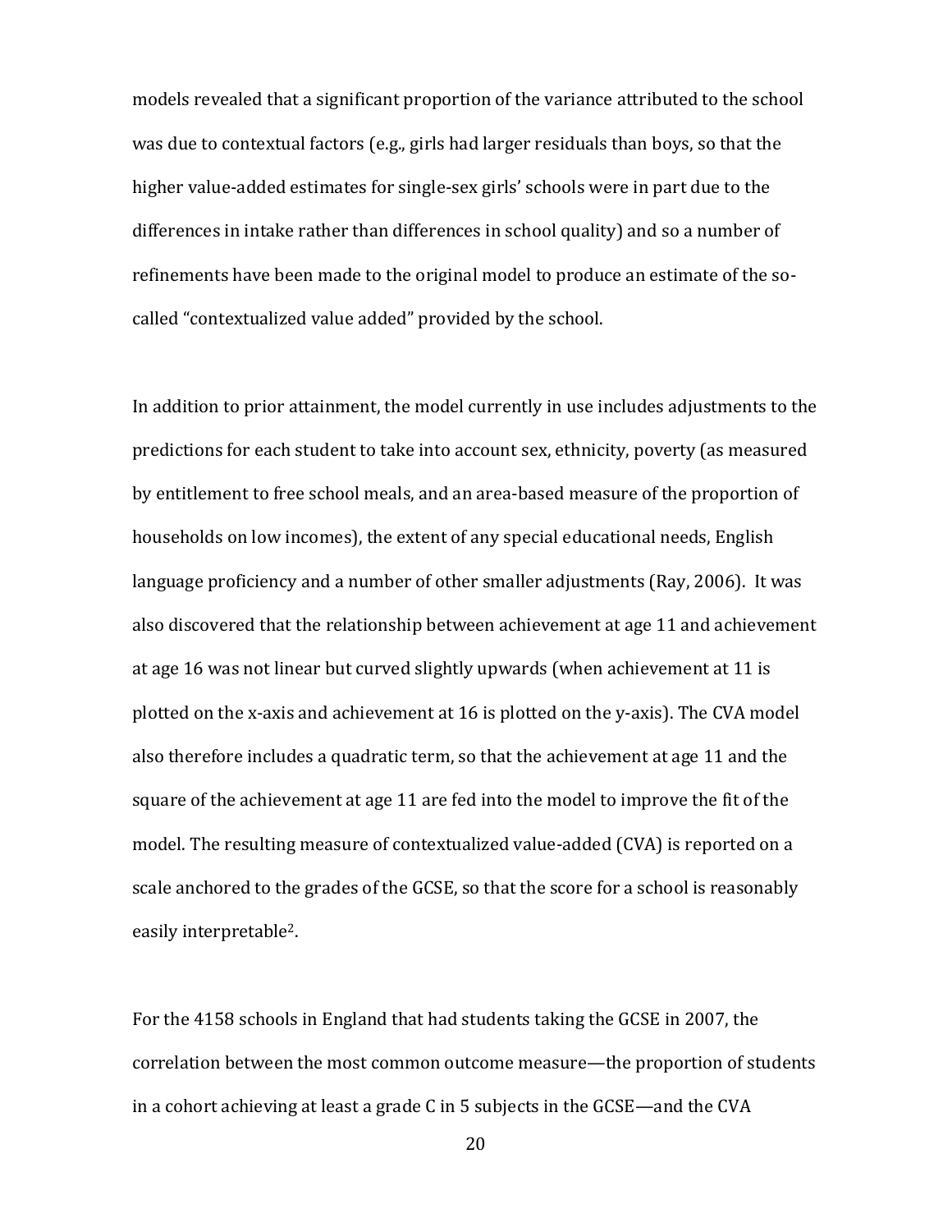models revealed that a significant proportion of the variance attributed to the school was due to contextual factors (e.g., girls had larger residuals than boys, so that the higher value-added estimates for single-sex girls' schools were in part due to the differences in intake rather than differences in school quality) and so a number of refinements have been made to the original model to produce an estimate of the so-called "contextualized value added" provided by the school.

In addition to prior attainment, the model currently in use includes adjustments to the predictions for each student to take into account sex, ethnicity, poverty (as measured by entitlement to free school meals, and an area-based measure of the proportion of households on low incomes), the extent of any special educational needs, English language proficiency and a number of other smaller adjustments (Ray, 2006). It was also discovered that the relationship between achievement at age 11 and achievement at age 16 was not linear but curved slightly upwards (when achievement at 11 is plotted on the x-axis and achievement at 16 is plotted on the y-axis). The CVA model also therefore includes a quadratic term, so that the achievement at age 11 and the square of the achievement at age 11 are fed into the model to improve the fit of the model. The resulting measure of contextualized value-added (CVA) is reported on a scale anchored to the grades of the GCSE, so that the score for a school is reasonably easily interpretable[2].

For the 4158 schools in England that had students taking the GCSE in 2007, the correlation between the most common outcome measure—the proportion of students in a cohort achieving at least a grade C in 5 subjects in the GCSE—and the CVA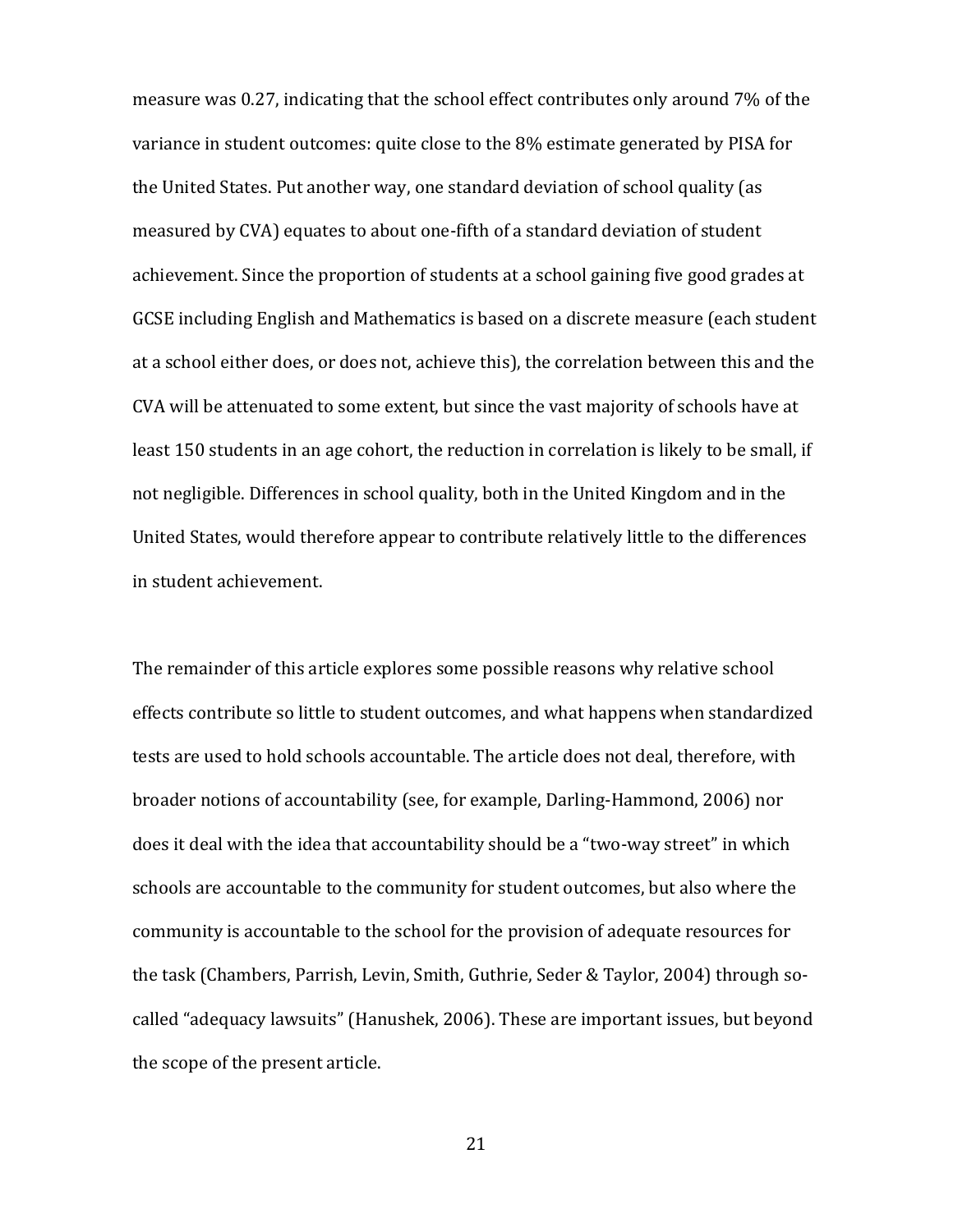measure was 0.27, indicating that the school effect contributes only around 7% of the variance in student outcomes: quite close to the 8% estimate generated by PISA for the United States. Put another way, one standard deviation of school quality (as measured by CVA) equates to about one-fifth of a standard deviation of student achievement. Since the proportion of students at a school gaining five good grades at GCSE including English and Mathematics is based on a discrete measure (each student at a school either does, or does not, achieve this), the correlation between this and the CVA will be attenuated to some extent, but since the vast majority of schools have at least 150 students in an age cohort, the reduction in correlation is likely to be small, if not negligible. Differences in school quality, both in the United Kingdom and in the United States, would therefore appear to contribute relatively little to the differences in student achievement.

The remainder of this article explores some possible reasons why relative school effects contribute so little to student outcomes, and what happens when standardized tests are used to hold schools accountable. The article does not deal, therefore, with broader notions of accountability (see, for example, Darling-Hammond, 2006) nor does it deal with the idea that accountability should be a "two-way street" in which schools are accountable to the community for student outcomes, but also where the community is accountable to the school for the provision of adequate resources for the task (Chambers, Parrish, Levin, Smith, Guthrie, Seder & Taylor, 2004) through so-called "adequacy lawsuits" (Hanushek, 2006). These are important issues, but beyond the scope of the present article.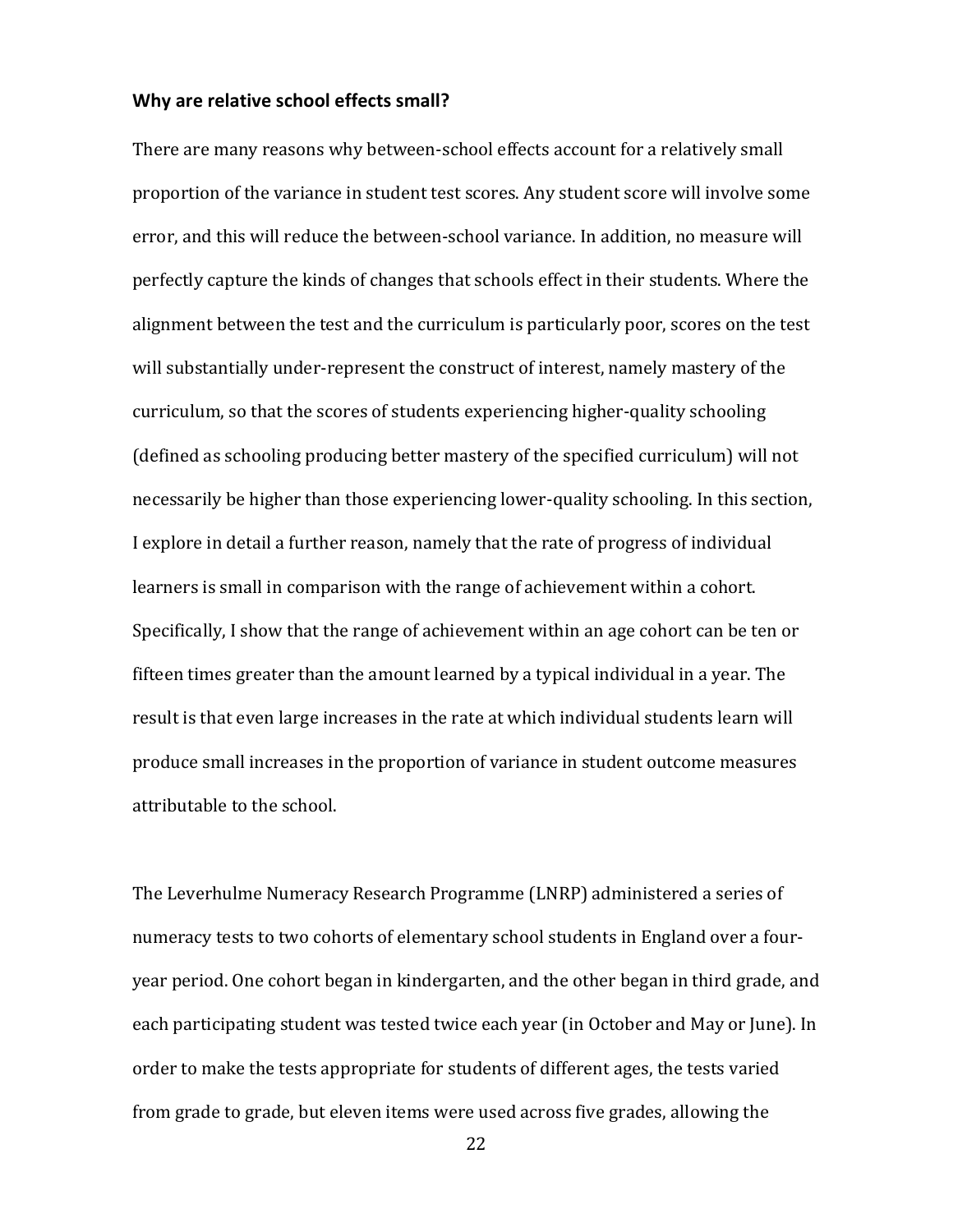**Why are relative school effects small?**

There are many reasons why between-school effects account for a relatively small proportion of the variance in student test scores. Any student score will involve some error, and this will reduce the between-school variance. In addition, no measure will perfectly capture the kinds of changes that schools effect in their students. Where the alignment between the test and the curriculum is particularly poor, scores on the test will substantially under-represent the construct of interest, namely mastery of the curriculum, so that the scores of students experiencing higher-quality schooling (defined as schooling producing better mastery of the specified curriculum) will not necessarily be higher than those experiencing lower-quality schooling. In this section, I explore in detail a further reason, namely that the rate of progress of individual learners is small in comparison with the range of achievement within a cohort. Specifically, I show that the range of achievement within an age cohort can be ten or fifteen times greater than the amount learned by a typical individual in a year. The result is that even large increases in the rate at which individual students learn will produce small increases in the proportion of variance in student outcome measures attributable to the school.

The Leverhulme Numeracy Research Programme (LNRP) administered a series of numeracy tests to two cohorts of elementary school students in England over a four-year period. One cohort began in kindergarten, and the other began in third grade, and each participating student was tested twice each year (in October and May or June). In order to make the tests appropriate for students of different ages, the tests varied from grade to grade, but eleven items were used across five grades, allowing the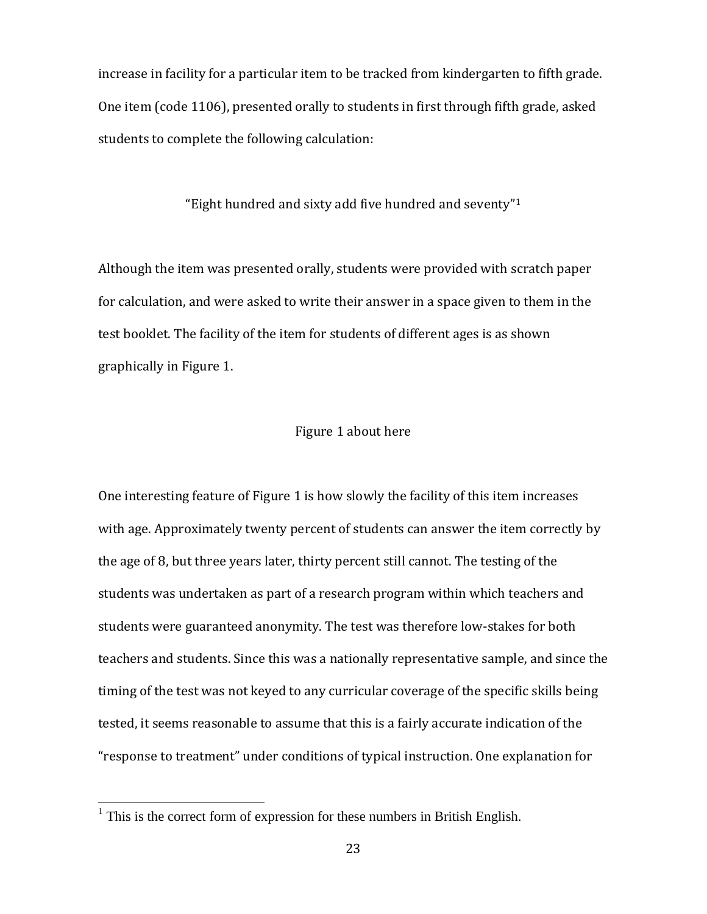increase in facility for a particular item to be tracked from kindergarten to fifth grade. One item (code 1106), presented orally to students in first through fifth grade, asked students to complete the following calculation:

"Eight hundred and sixty add five hundred and seventy"[1]

Although the item was presented orally, students were provided with scratch paper for calculation, and were asked to write their answer in a space given to them in the test booklet. The facility of the item for students of different ages is as shown graphically in Figure 1.

Figure 1 about here

One interesting feature of Figure 1 is how slowly the facility of this item increases with age. Approximately twenty percent of students can answer the item correctly by the age of 8, but three years later, thirty percent still cannot. The testing of the students was undertaken as part of a research program within which teachers and students were guaranteed anonymity. The test was therefore low-stakes for both teachers and students. Since this was a nationally representative sample, and since the timing of the test was not keyed to any curricular coverage of the specific skills being tested, it seems reasonable to assume that this is a fairly accurate indication of the "response to treatment" under conditions of typical instruction. One explanation for

[1] This is the correct form of expression for these numbers in British English.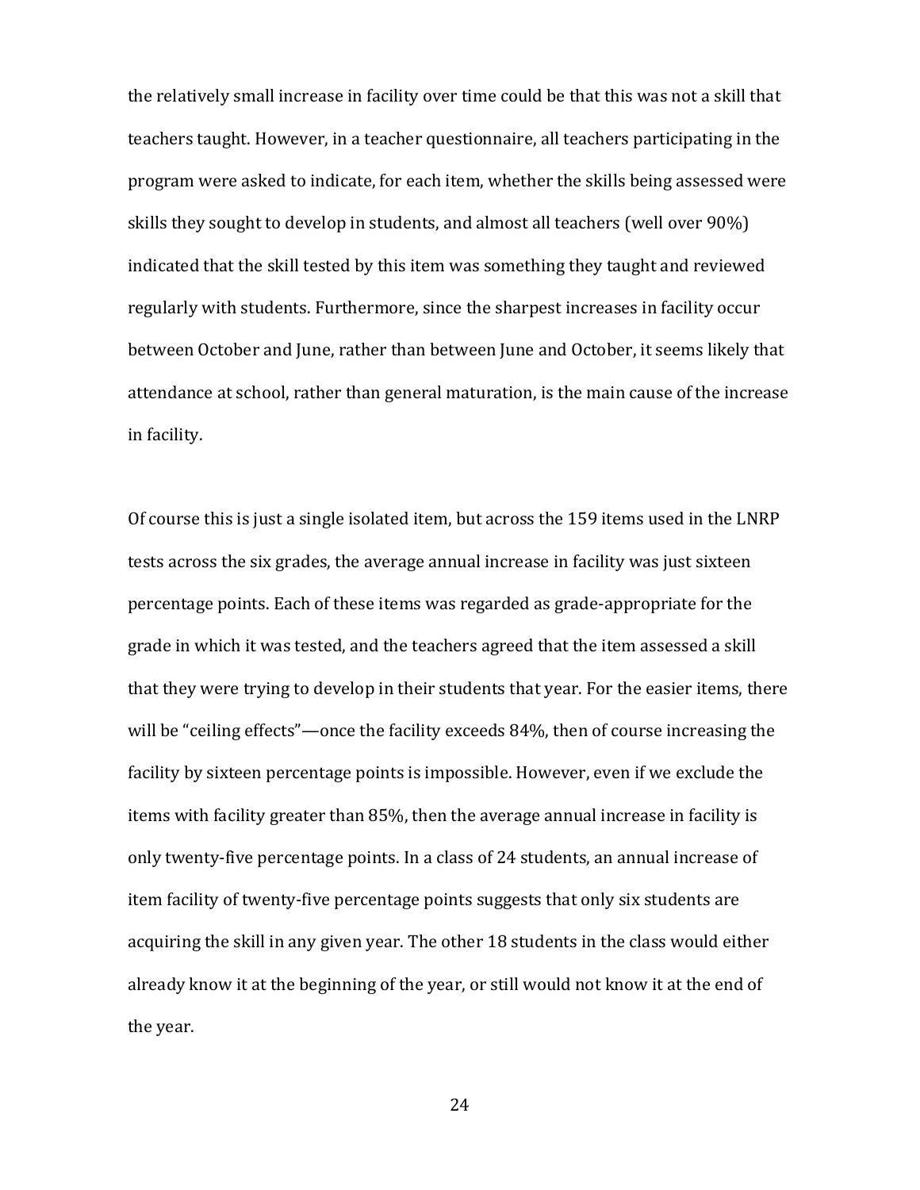the relatively small increase in facility over time could be that this was not a skill that teachers taught. However, in a teacher questionnaire, all teachers participating in the program were asked to indicate, for each item, whether the skills being assessed were skills they sought to develop in students, and almost all teachers (well over 90%) indicated that the skill tested by this item was something they taught and reviewed regularly with students. Furthermore, since the sharpest increases in facility occur between October and June, rather than between June and October, it seems likely that attendance at school, rather than general maturation, is the main cause of the increase in facility.

Of course this is just a single isolated item, but across the 159 items used in the LNRP tests across the six grades, the average annual increase in facility was just sixteen percentage points. Each of these items was regarded as grade-appropriate for the grade in which it was tested, and the teachers agreed that the item assessed a skill that they were trying to develop in their students that year. For the easier items, there will be "ceiling effects"—once the facility exceeds 84%, then of course increasing the facility by sixteen percentage points is impossible. However, even if we exclude the items with facility greater than 85%, then the average annual increase in facility is only twenty-five percentage points. In a class of 24 students, an annual increase of item facility of twenty-five percentage points suggests that only six students are acquiring the skill in any given year. The other 18 students in the class would either already know it at the beginning of the year, or still would not know it at the end of the year.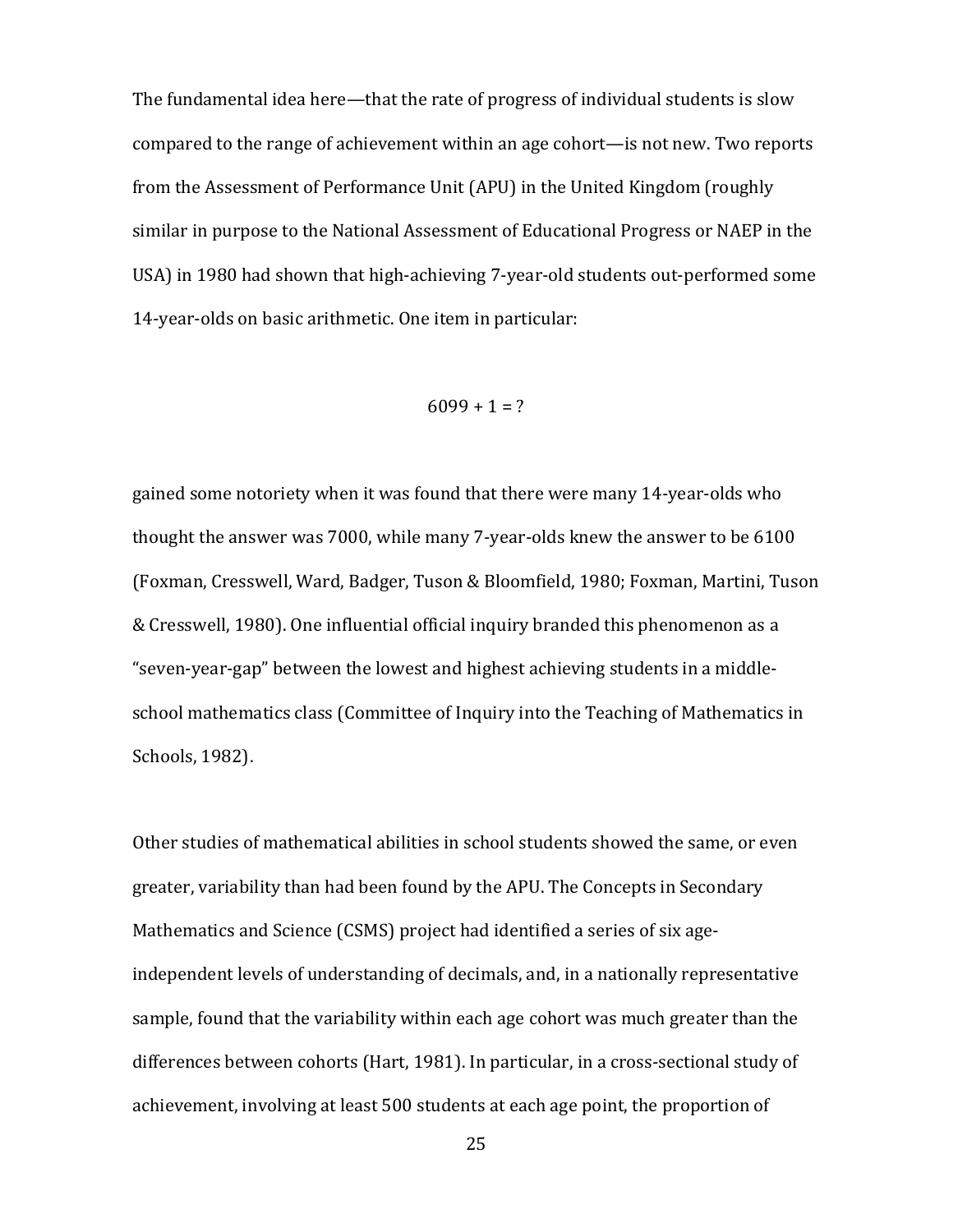The fundamental idea here—that the rate of progress of individual students is slow compared to the range of achievement within an age cohort—is not new. Two reports from the Assessment of Performance Unit (APU) in the United Kingdom (roughly similar in purpose to the National Assessment of Educational Progress or NAEP in the USA) in 1980 had shown that high-achieving 7-year-old students out-performed some 14-year-olds on basic arithmetic. One item in particular:

$$6099 + 1 = ?$$

gained some notoriety when it was found that there were many 14-year-olds who thought the answer was 7000, while many 7-year-olds knew the answer to be 6100 (Foxman, Cresswell, Ward, Badger, Tuson & Bloomfield, 1980; Foxman, Martini, Tuson & Cresswell, 1980). One influential official inquiry branded this phenomenon as a "seven-year-gap" between the lowest and highest achieving students in a middle-school mathematics class (Committee of Inquiry into the Teaching of Mathematics in Schools, 1982).

Other studies of mathematical abilities in school students showed the same, or even greater, variability than had been found by the APU. The Concepts in Secondary Mathematics and Science (CSMS) project had identified a series of six age-independent levels of understanding of decimals, and, in a nationally representative sample, found that the variability within each age cohort was much greater than the differences between cohorts (Hart, 1981). In particular, in a cross-sectional study of achievement, involving at least 500 students at each age point, the proportion of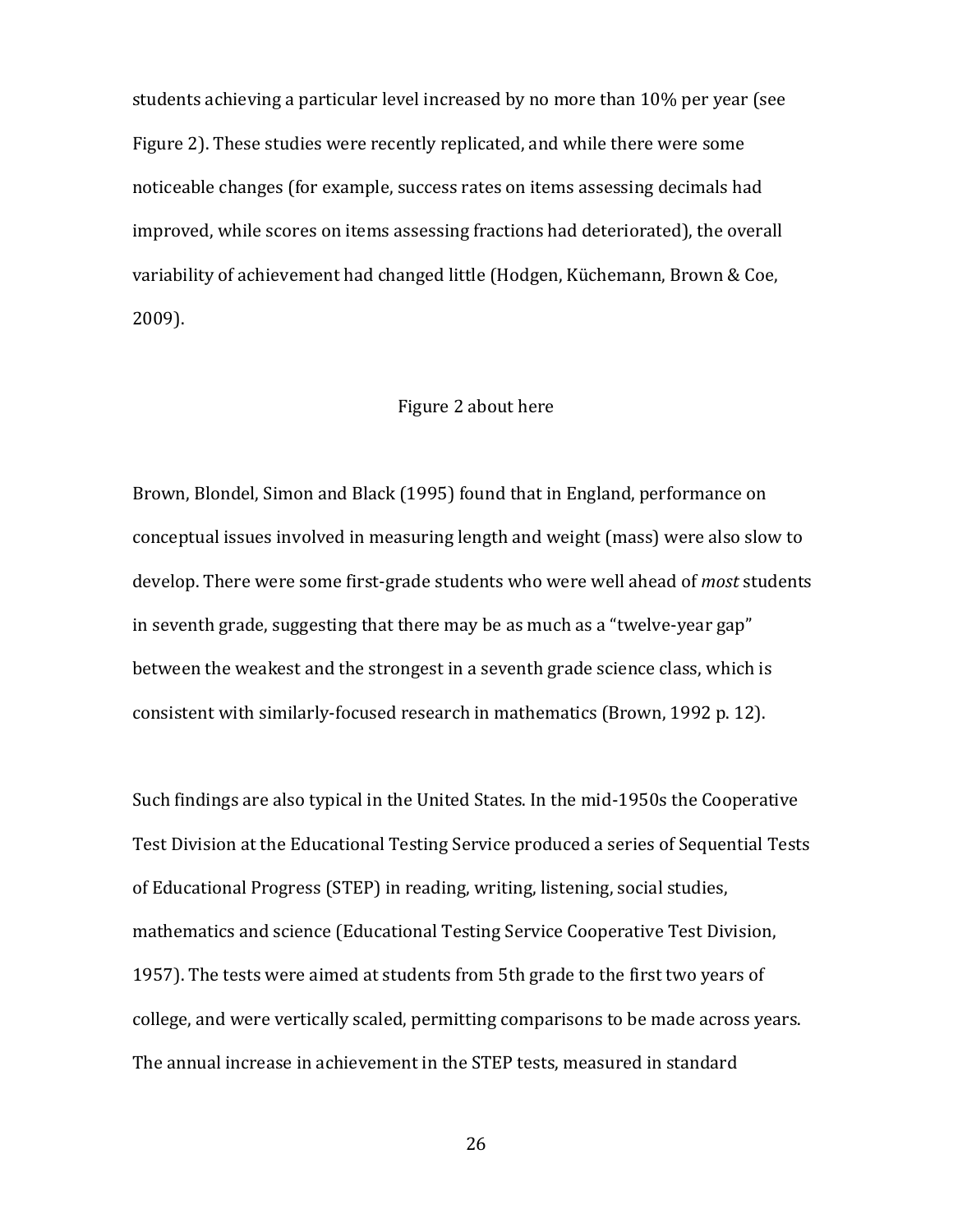students achieving a particular level increased by no more than 10% per year (see Figure 2). These studies were recently replicated, and while there were some noticeable changes (for example, success rates on items assessing decimals had improved, while scores on items assessing fractions had deteriorated), the overall variability of achievement had changed little (Hodgen, Küchemann, Brown & Coe, 2009).

Figure 2 about here

Brown, Blondel, Simon and Black (1995) found that in England, performance on conceptual issues involved in measuring length and weight (mass) were also slow to develop. There were some first-grade students who were well ahead of *most* students in seventh grade, suggesting that there may be as much as a "twelve-year gap" between the weakest and the strongest in a seventh grade science class, which is consistent with similarly-focused research in mathematics (Brown, 1992 p. 12).

Such findings are also typical in the United States. In the mid-1950s the Cooperative Test Division at the Educational Testing Service produced a series of Sequential Tests of Educational Progress (STEP) in reading, writing, listening, social studies, mathematics and science (Educational Testing Service Cooperative Test Division, 1957). The tests were aimed at students from 5th grade to the first two years of college, and were vertically scaled, permitting comparisons to be made across years. The annual increase in achievement in the STEP tests, measured in standard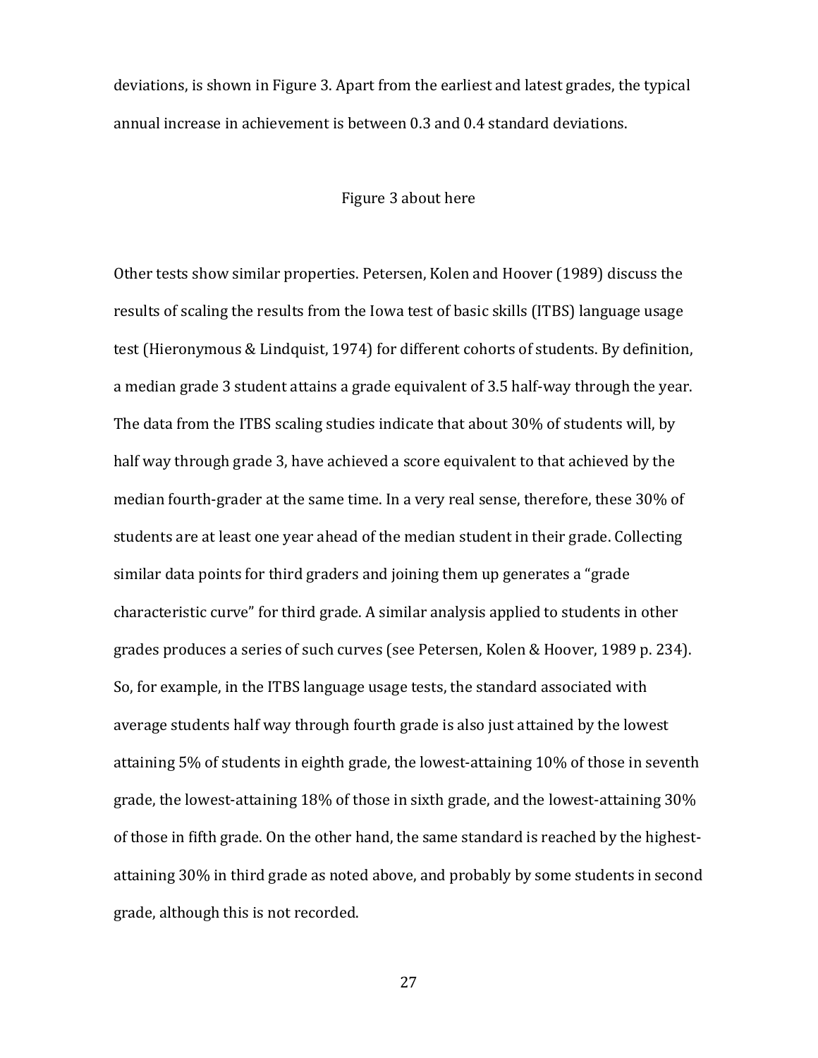deviations, is shown in Figure 3. Apart from the earliest and latest grades, the typical annual increase in achievement is between 0.3 and 0.4 standard deviations.

Figure 3 about here

Other tests show similar properties. Petersen, Kolen and Hoover (1989) discuss the results of scaling the results from the Iowa test of basic skills (ITBS) language usage test (Hieronymous & Lindquist, 1974) for different cohorts of students. By definition, a median grade 3 student attains a grade equivalent of 3.5 half-way through the year. The data from the ITBS scaling studies indicate that about 30% of students will, by half way through grade 3, have achieved a score equivalent to that achieved by the median fourth-grader at the same time. In a very real sense, therefore, these 30% of students are at least one year ahead of the median student in their grade. Collecting similar data points for third graders and joining them up generates a "grade characteristic curve" for third grade. A similar analysis applied to students in other grades produces a series of such curves (see Petersen, Kolen & Hoover, 1989 p. 234). So, for example, in the ITBS language usage tests, the standard associated with average students half way through fourth grade is also just attained by the lowest attaining 5% of students in eighth grade, the lowest-attaining 10% of those in seventh grade, the lowest-attaining 18% of those in sixth grade, and the lowest-attaining 30% of those in fifth grade. On the other hand, the same standard is reached by the highest-attaining 30% in third grade as noted above, and probably by some students in second grade, although this is not recorded.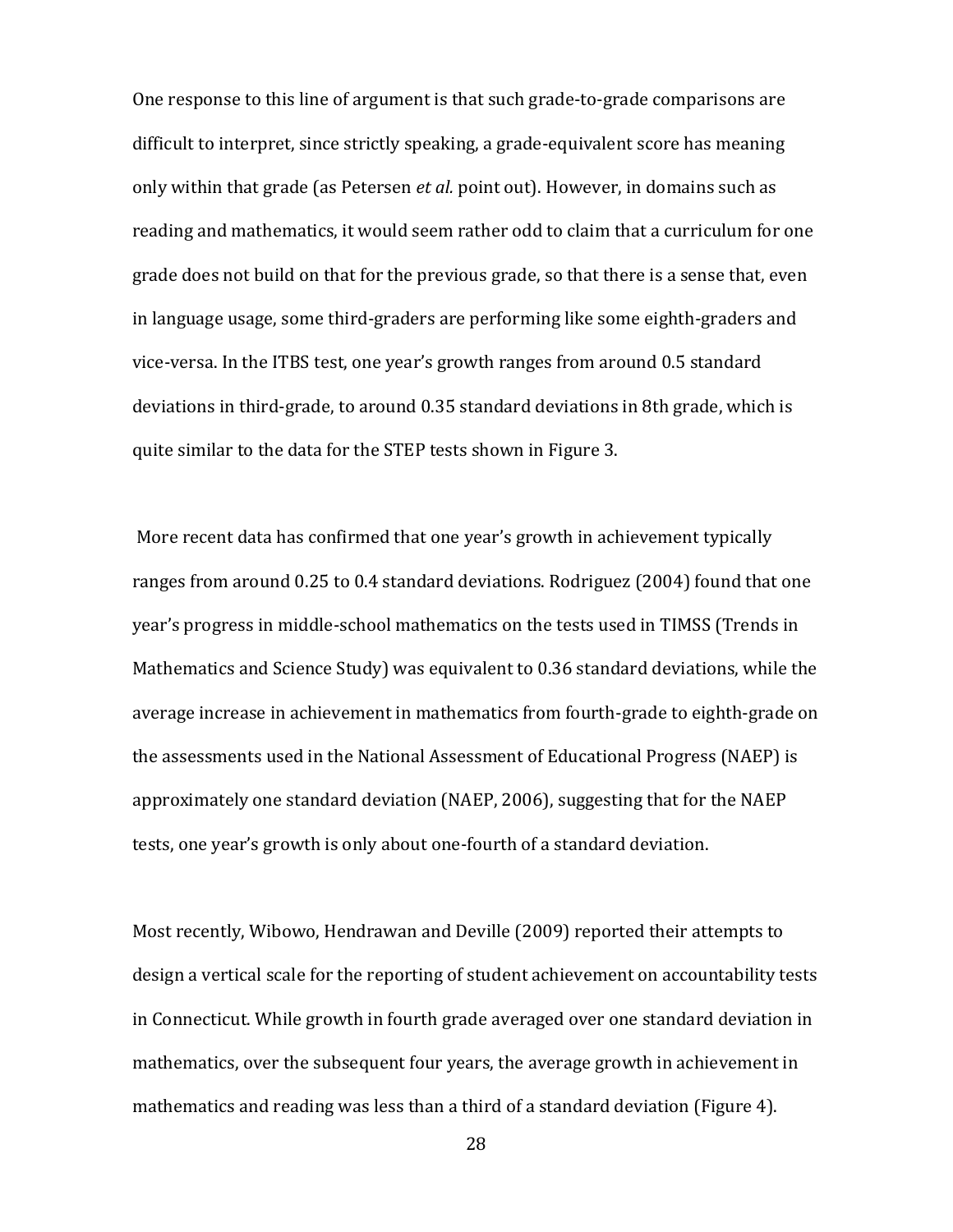One response to this line of argument is that such grade-to-grade comparisons are difficult to interpret, since strictly speaking, a grade-equivalent score has meaning only within that grade (as Petersen *et al.* point out). However, in domains such as reading and mathematics, it would seem rather odd to claim that a curriculum for one grade does not build on that for the previous grade, so that there is a sense that, even in language usage, some third-graders are performing like some eighth-graders and vice-versa. In the ITBS test, one year's growth ranges from around 0.5 standard deviations in third-grade, to around 0.35 standard deviations in 8th grade, which is quite similar to the data for the STEP tests shown in Figure 3.

More recent data has confirmed that one year's growth in achievement typically ranges from around 0.25 to 0.4 standard deviations. Rodriguez (2004) found that one year's progress in middle-school mathematics on the tests used in TIMSS (Trends in Mathematics and Science Study) was equivalent to 0.36 standard deviations, while the average increase in achievement in mathematics from fourth-grade to eighth-grade on the assessments used in the National Assessment of Educational Progress (NAEP) is approximately one standard deviation (NAEP, 2006), suggesting that for the NAEP tests, one year's growth is only about one-fourth of a standard deviation.

Most recently, Wibowo, Hendrawan and Deville (2009) reported their attempts to design a vertical scale for the reporting of student achievement on accountability tests in Connecticut. While growth in fourth grade averaged over one standard deviation in mathematics, over the subsequent four years, the average growth in achievement in mathematics and reading was less than a third of a standard deviation (Figure 4).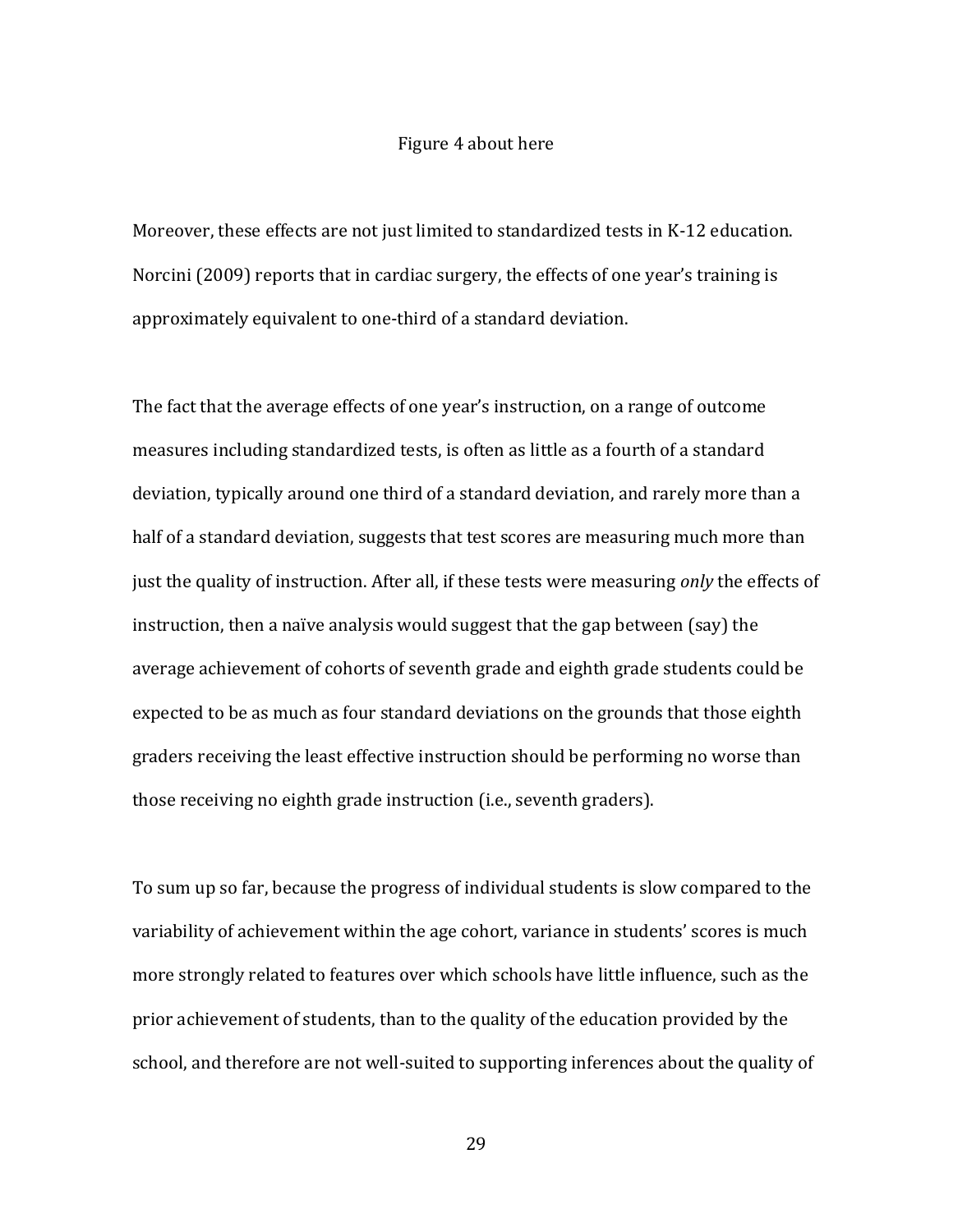Figure 4 about here

Moreover, these effects are not just limited to standardized tests in K-12 education. Norcini (2009) reports that in cardiac surgery, the effects of one year's training is approximately equivalent to one-third of a standard deviation.

The fact that the average effects of one year's instruction, on a range of outcome measures including standardized tests, is often as little as a fourth of a standard deviation, typically around one third of a standard deviation, and rarely more than a half of a standard deviation, suggests that test scores are measuring much more than just the quality of instruction. After all, if these tests were measuring *only* the effects of instruction, then a naïve analysis would suggest that the gap between (say) the average achievement of cohorts of seventh grade and eighth grade students could be expected to be as much as four standard deviations on the grounds that those eighth graders receiving the least effective instruction should be performing no worse than those receiving no eighth grade instruction (i.e., seventh graders).

To sum up so far, because the progress of individual students is slow compared to the variability of achievement within the age cohort, variance in students' scores is much more strongly related to features over which schools have little influence, such as the prior achievement of students, than to the quality of the education provided by the school, and therefore are not well-suited to supporting inferences about the quality of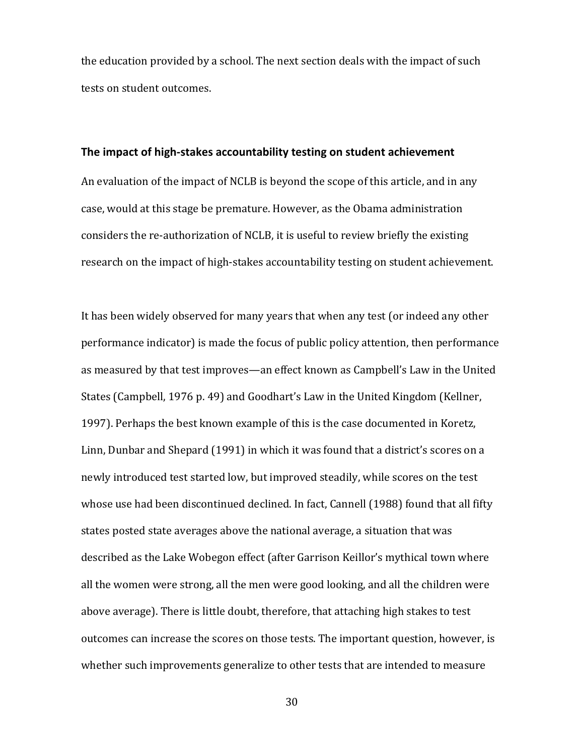the education provided by a school. The next section deals with the impact of such tests on student outcomes.

### The impact of high-stakes accountability testing on student achievement

An evaluation of the impact of NCLB is beyond the scope of this article, and in any case, would at this stage be premature. However, as the Obama administration considers the re-authorization of NCLB, it is useful to review briefly the existing research on the impact of high-stakes accountability testing on student achievement.

It has been widely observed for many years that when any test (or indeed any other performance indicator) is made the focus of public policy attention, then performance as measured by that test improves—an effect known as Campbell's Law in the United States (Campbell, 1976 p. 49) and Goodhart's Law in the United Kingdom (Kellner, 1997). Perhaps the best known example of this is the case documented in Koretz, Linn, Dunbar and Shepard (1991) in which it was found that a district's scores on a newly introduced test started low, but improved steadily, while scores on the test whose use had been discontinued declined. In fact, Cannell (1988) found that all fifty states posted state averages above the national average, a situation that was described as the Lake Wobegon effect (after Garrison Keillor's mythical town where all the women were strong, all the men were good looking, and all the children were above average). There is little doubt, therefore, that attaching high stakes to test outcomes can increase the scores on those tests. The important question, however, is whether such improvements generalize to other tests that are intended to measure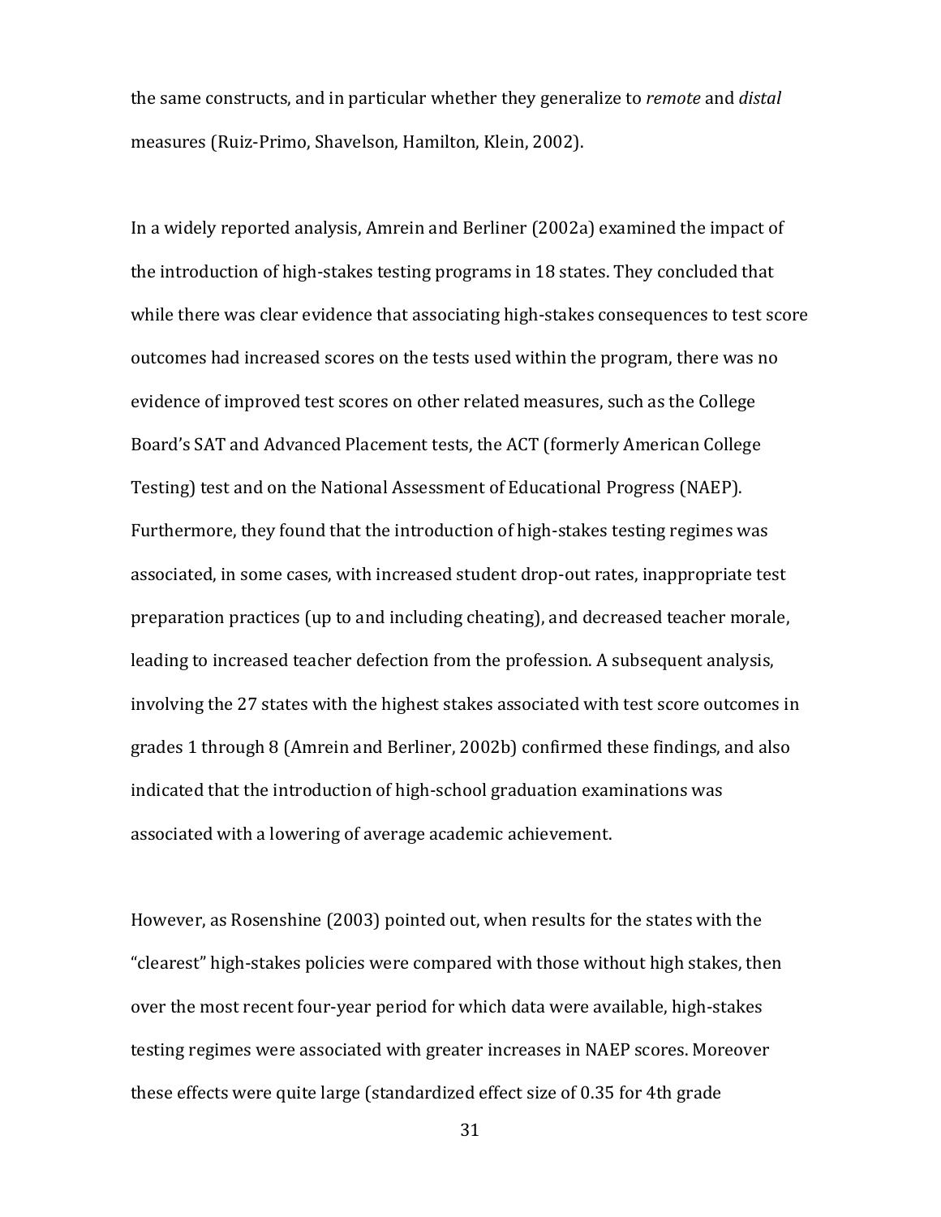the same constructs, and in particular whether they generalize to *remote* and *distal* measures (Ruiz-Primo, Shavelson, Hamilton, Klein, 2002).

In a widely reported analysis, Amrein and Berliner (2002a) examined the impact of the introduction of high-stakes testing programs in 18 states. They concluded that while there was clear evidence that associating high-stakes consequences to test score outcomes had increased scores on the tests used within the program, there was no evidence of improved test scores on other related measures, such as the College Board's SAT and Advanced Placement tests, the ACT (formerly American College Testing) test and on the National Assessment of Educational Progress (NAEP). Furthermore, they found that the introduction of high-stakes testing regimes was associated, in some cases, with increased student drop-out rates, inappropriate test preparation practices (up to and including cheating), and decreased teacher morale, leading to increased teacher defection from the profession. A subsequent analysis, involving the 27 states with the highest stakes associated with test score outcomes in grades 1 through 8 (Amrein and Berliner, 2002b) confirmed these findings, and also indicated that the introduction of high-school graduation examinations was associated with a lowering of average academic achievement.

However, as Rosenshine (2003) pointed out, when results for the states with the "clearest" high-stakes policies were compared with those without high stakes, then over the most recent four-year period for which data were available, high-stakes testing regimes were associated with greater increases in NAEP scores. Moreover these effects were quite large (standardized effect size of 0.35 for 4th grade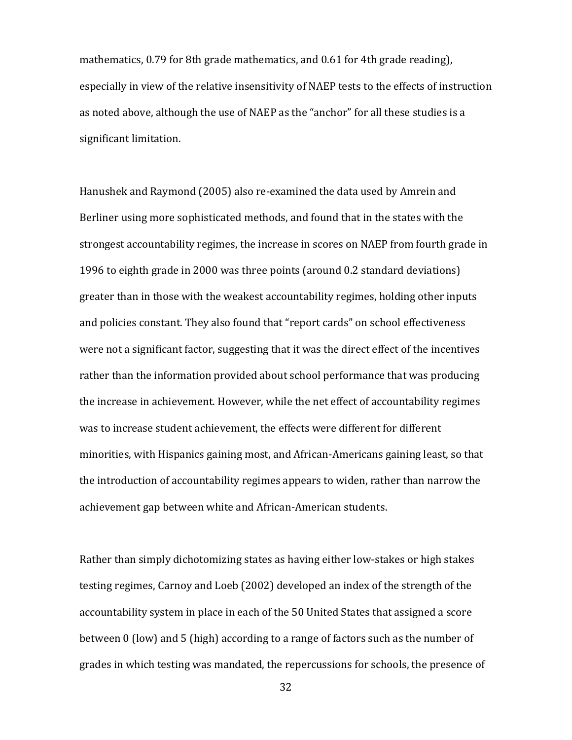mathematics, 0.79 for 8th grade mathematics, and 0.61 for 4th grade reading), especially in view of the relative insensitivity of NAEP tests to the effects of instruction as noted above, although the use of NAEP as the "anchor" for all these studies is a significant limitation.

Hanushek and Raymond (2005) also re-examined the data used by Amrein and Berliner using more sophisticated methods, and found that in the states with the strongest accountability regimes, the increase in scores on NAEP from fourth grade in 1996 to eighth grade in 2000 was three points (around 0.2 standard deviations) greater than in those with the weakest accountability regimes, holding other inputs and policies constant. They also found that "report cards" on school effectiveness were not a significant factor, suggesting that it was the direct effect of the incentives rather than the information provided about school performance that was producing the increase in achievement. However, while the net effect of accountability regimes was to increase student achievement, the effects were different for different minorities, with Hispanics gaining most, and African-Americans gaining least, so that the introduction of accountability regimes appears to widen, rather than narrow the achievement gap between white and African-American students.

Rather than simply dichotomizing states as having either low-stakes or high stakes testing regimes, Carnoy and Loeb (2002) developed an index of the strength of the accountability system in place in each of the 50 United States that assigned a score between 0 (low) and 5 (high) according to a range of factors such as the number of grades in which testing was mandated, the repercussions for schools, the presence of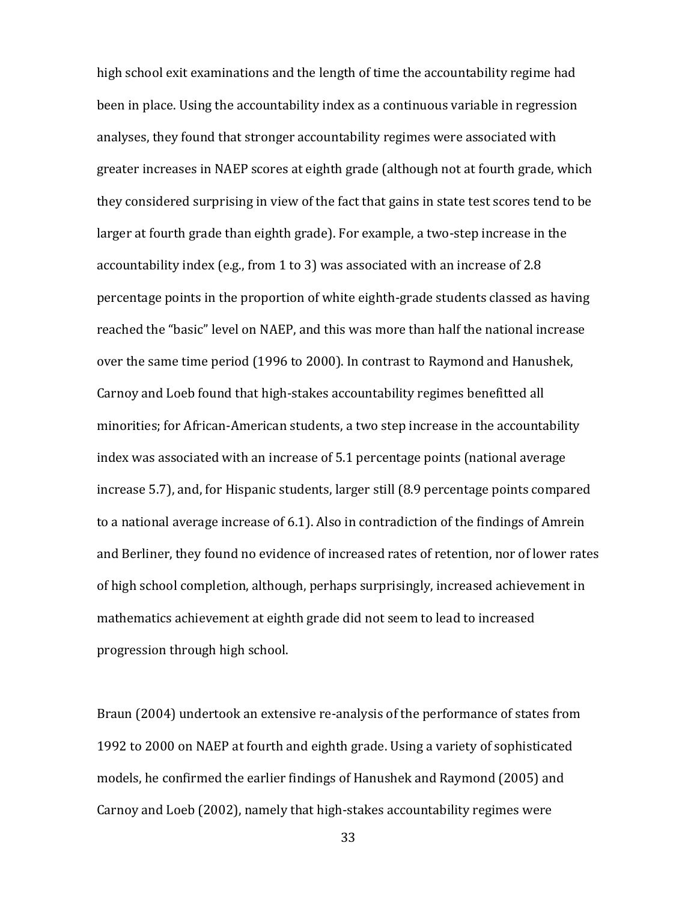high school exit examinations and the length of time the accountability regime had been in place. Using the accountability index as a continuous variable in regression analyses, they found that stronger accountability regimes were associated with greater increases in NAEP scores at eighth grade (although not at fourth grade, which they considered surprising in view of the fact that gains in state test scores tend to be larger at fourth grade than eighth grade). For example, a two-step increase in the accountability index (e.g., from 1 to 3) was associated with an increase of 2.8 percentage points in the proportion of white eighth-grade students classed as having reached the "basic" level on NAEP, and this was more than half the national increase over the same time period (1996 to 2000). In contrast to Raymond and Hanushek, Carnoy and Loeb found that high-stakes accountability regimes benefitted all minorities; for African-American students, a two step increase in the accountability index was associated with an increase of 5.1 percentage points (national average increase 5.7), and, for Hispanic students, larger still (8.9 percentage points compared to a national average increase of 6.1). Also in contradiction of the findings of Amrein and Berliner, they found no evidence of increased rates of retention, nor of lower rates of high school completion, although, perhaps surprisingly, increased achievement in mathematics achievement at eighth grade did not seem to lead to increased progression through high school.

Braun (2004) undertook an extensive re-analysis of the performance of states from 1992 to 2000 on NAEP at fourth and eighth grade. Using a variety of sophisticated models, he confirmed the earlier findings of Hanushek and Raymond (2005) and Carnoy and Loeb (2002), namely that high-stakes accountability regimes were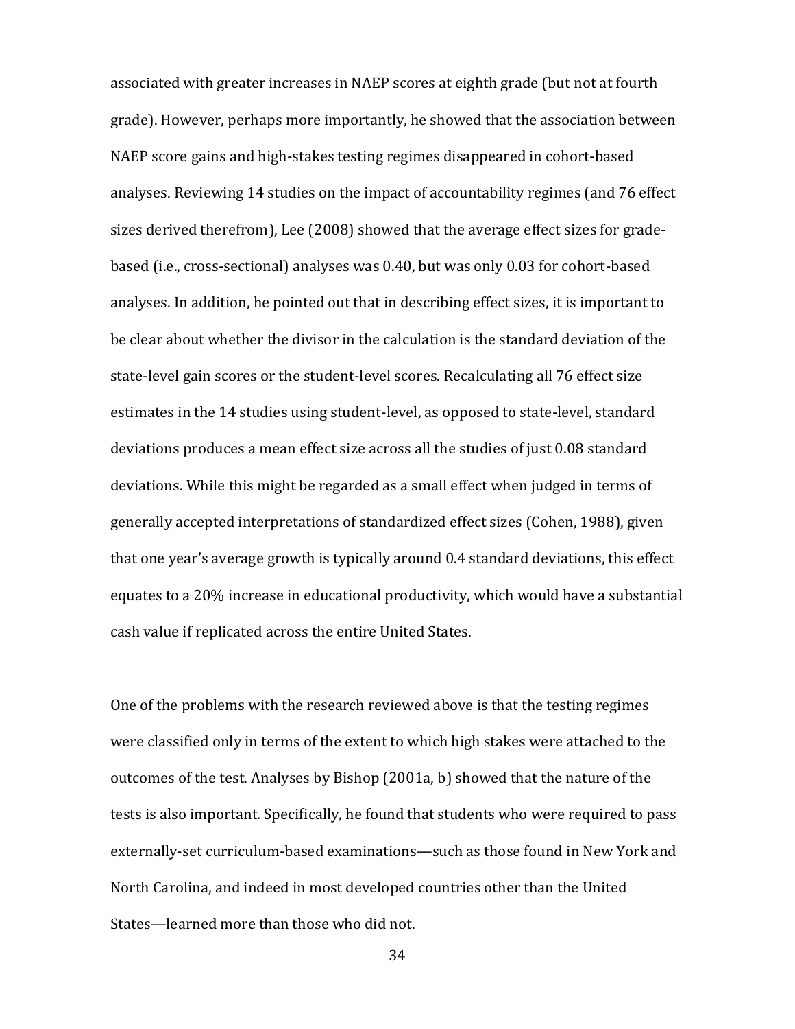associated with greater increases in NAEP scores at eighth grade (but not at fourth grade). However, perhaps more importantly, he showed that the association between NAEP score gains and high-stakes testing regimes disappeared in cohort-based analyses. Reviewing 14 studies on the impact of accountability regimes (and 76 effect sizes derived therefrom), Lee (2008) showed that the average effect sizes for grade-based (i.e., cross-sectional) analyses was 0.40, but was only 0.03 for cohort-based analyses. In addition, he pointed out that in describing effect sizes, it is important to be clear about whether the divisor in the calculation is the standard deviation of the state-level gain scores or the student-level scores. Recalculating all 76 effect size estimates in the 14 studies using student-level, as opposed to state-level, standard deviations produces a mean effect size across all the studies of just 0.08 standard deviations. While this might be regarded as a small effect when judged in terms of generally accepted interpretations of standardized effect sizes (Cohen, 1988), given that one year's average growth is typically around 0.4 standard deviations, this effect equates to a 20% increase in educational productivity, which would have a substantial cash value if replicated across the entire United States.

One of the problems with the research reviewed above is that the testing regimes were classified only in terms of the extent to which high stakes were attached to the outcomes of the test. Analyses by Bishop (2001a, b) showed that the nature of the tests is also important. Specifically, he found that students who were required to pass externally-set curriculum-based examinations—such as those found in New York and North Carolina, and indeed in most developed countries other than the United States—learned more than those who did not.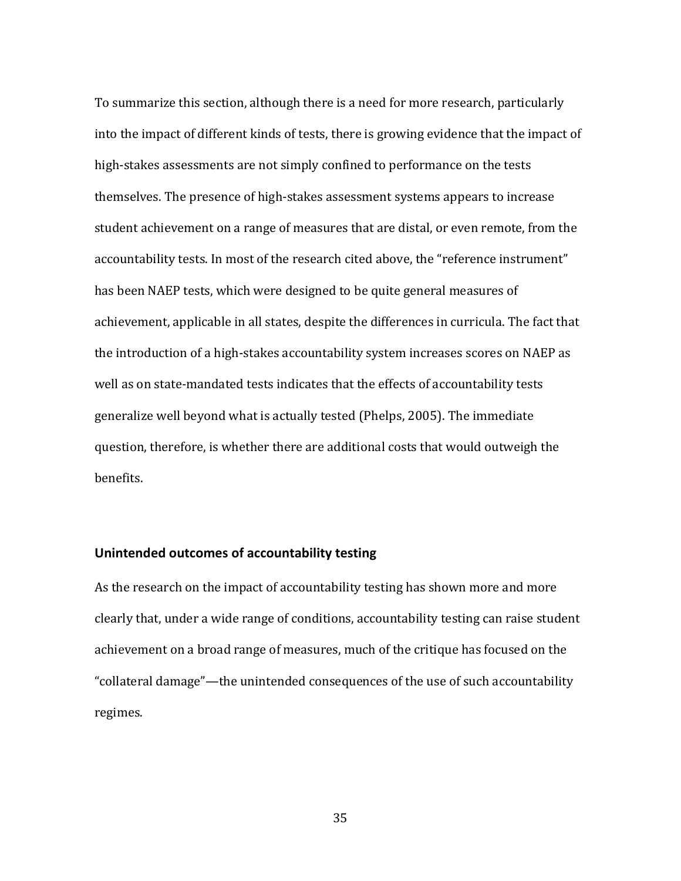To summarize this section, although there is a need for more research, particularly into the impact of different kinds of tests, there is growing evidence that the impact of high-stakes assessments are not simply confined to performance on the tests themselves. The presence of high-stakes assessment systems appears to increase student achievement on a range of measures that are distal, or even remote, from the accountability tests. In most of the research cited above, the "reference instrument" has been NAEP tests, which were designed to be quite general measures of achievement, applicable in all states, despite the differences in curricula. The fact that the introduction of a high-stakes accountability system increases scores on NAEP as well as on state-mandated tests indicates that the effects of accountability tests generalize well beyond what is actually tested (Phelps, 2005). The immediate question, therefore, is whether there are additional costs that would outweigh the benefits.

### Unintended outcomes of accountability testing

As the research on the impact of accountability testing has shown more and more clearly that, under a wide range of conditions, accountability testing can raise student achievement on a broad range of measures, much of the critique has focused on the "collateral damage"—the unintended consequences of the use of such accountability regimes.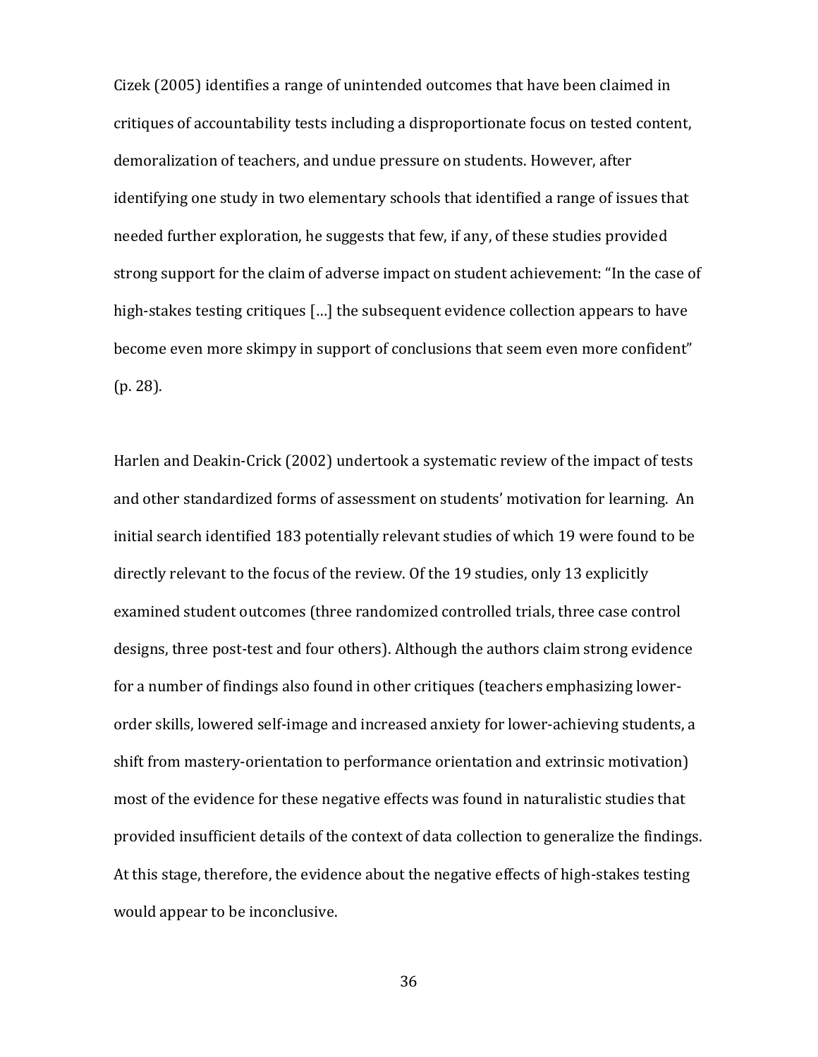Cizek (2005) identifies a range of unintended outcomes that have been claimed in critiques of accountability tests including a disproportionate focus on tested content, demoralization of teachers, and undue pressure on students. However, after identifying one study in two elementary schools that identified a range of issues that needed further exploration, he suggests that few, if any, of these studies provided strong support for the claim of adverse impact on student achievement: "In the case of high-stakes testing critiques […] the subsequent evidence collection appears to have become even more skimpy in support of conclusions that seem even more confident" (p. 28).

Harlen and Deakin-Crick (2002) undertook a systematic review of the impact of tests and other standardized forms of assessment on students' motivation for learning. An initial search identified 183 potentially relevant studies of which 19 were found to be directly relevant to the focus of the review. Of the 19 studies, only 13 explicitly examined student outcomes (three randomized controlled trials, three case control designs, three post-test and four others). Although the authors claim strong evidence for a number of findings also found in other critiques (teachers emphasizing lower-order skills, lowered self-image and increased anxiety for lower-achieving students, a shift from mastery-orientation to performance orientation and extrinsic motivation) most of the evidence for these negative effects was found in naturalistic studies that provided insufficient details of the context of data collection to generalize the findings. At this stage, therefore, the evidence about the negative effects of high-stakes testing would appear to be inconclusive.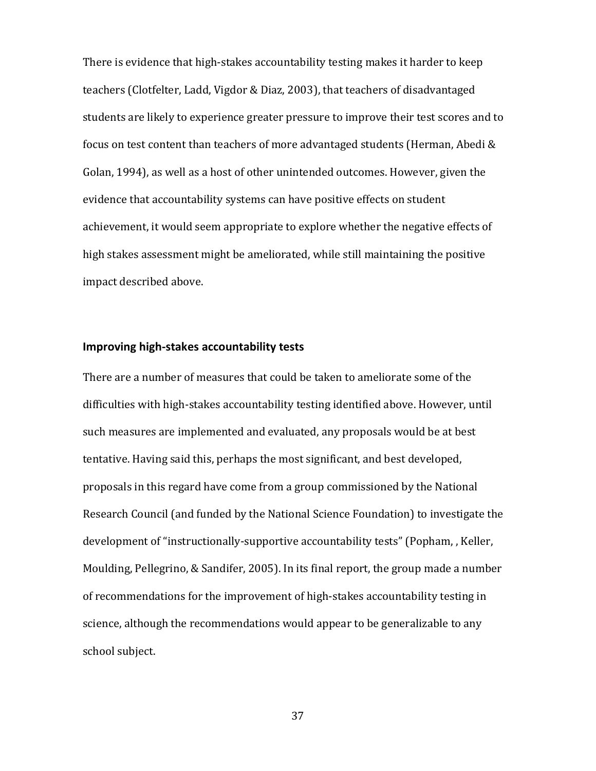There is evidence that high-stakes accountability testing makes it harder to keep teachers (Clotfelter, Ladd, Vigdor & Diaz, 2003), that teachers of disadvantaged students are likely to experience greater pressure to improve their test scores and to focus on test content than teachers of more advantaged students (Herman, Abedi & Golan, 1994), as well as a host of other unintended outcomes. However, given the evidence that accountability systems can have positive effects on student achievement, it would seem appropriate to explore whether the negative effects of high stakes assessment might be ameliorated, while still maintaining the positive impact described above.

## Improving high-stakes accountability tests

There are a number of measures that could be taken to ameliorate some of the difficulties with high-stakes accountability testing identified above. However, until such measures are implemented and evaluated, any proposals would be at best tentative. Having said this, perhaps the most significant, and best developed, proposals in this regard have come from a group commissioned by the National Research Council (and funded by the National Science Foundation) to investigate the development of "instructionally-supportive accountability tests" (Popham, , Keller, Moulding, Pellegrino, & Sandifer, 2005). In its final report, the group made a number of recommendations for the improvement of high-stakes accountability testing in science, although the recommendations would appear to be generalizable to any school subject.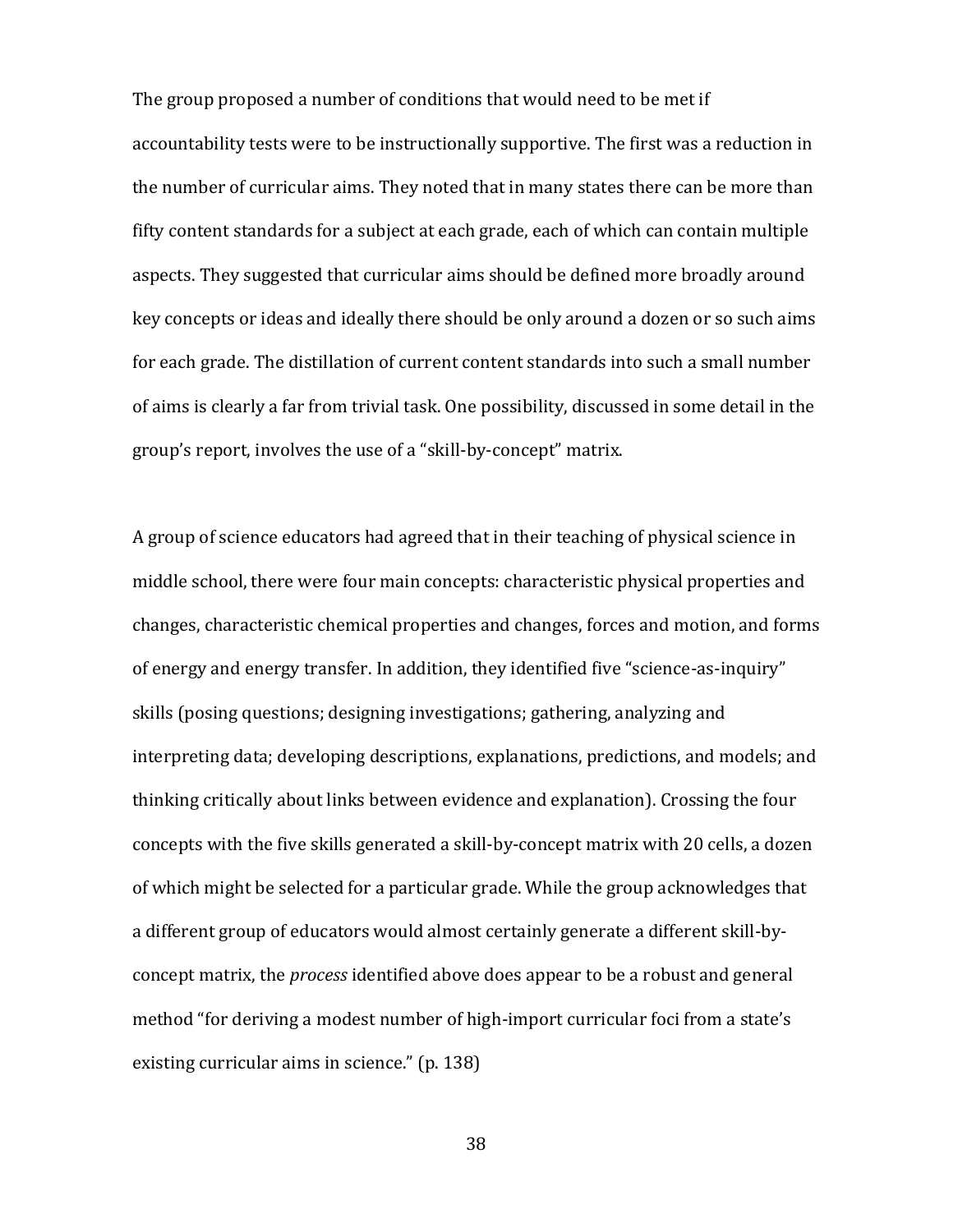The group proposed a number of conditions that would need to be met if accountability tests were to be instructionally supportive. The first was a reduction in the number of curricular aims. They noted that in many states there can be more than fifty content standards for a subject at each grade, each of which can contain multiple aspects. They suggested that curricular aims should be defined more broadly around key concepts or ideas and ideally there should be only around a dozen or so such aims for each grade. The distillation of current content standards into such a small number of aims is clearly a far from trivial task. One possibility, discussed in some detail in the group's report, involves the use of a "skill-by-concept" matrix.

A group of science educators had agreed that in their teaching of physical science in middle school, there were four main concepts: characteristic physical properties and changes, characteristic chemical properties and changes, forces and motion, and forms of energy and energy transfer. In addition, they identified five "science-as-inquiry" skills (posing questions; designing investigations; gathering, analyzing and interpreting data; developing descriptions, explanations, predictions, and models; and thinking critically about links between evidence and explanation). Crossing the four concepts with the five skills generated a skill-by-concept matrix with 20 cells, a dozen of which might be selected for a particular grade. While the group acknowledges that a different group of educators would almost certainly generate a different skill-by-concept matrix, the *process* identified above does appear to be a robust and general method "for deriving a modest number of high-import curricular foci from a state's existing curricular aims in science." (p. 138)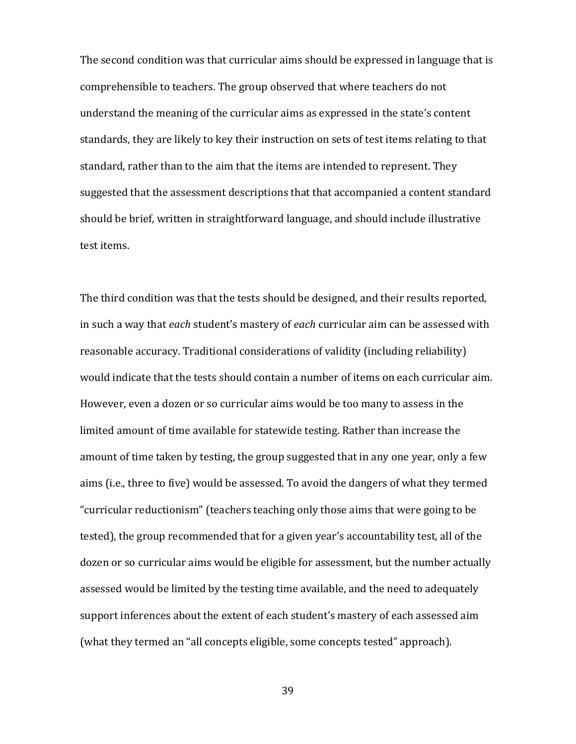The second condition was that curricular aims should be expressed in language that is comprehensible to teachers. The group observed that where teachers do not understand the meaning of the curricular aims as expressed in the state's content standards, they are likely to key their instruction on sets of test items relating to that standard, rather than to the aim that the items are intended to represent. They suggested that the assessment descriptions that that accompanied a content standard should be brief, written in straightforward language, and should include illustrative test items.

The third condition was that the tests should be designed, and their results reported, in such a way that *each* student's mastery of *each* curricular aim can be assessed with reasonable accuracy. Traditional considerations of validity (including reliability) would indicate that the tests should contain a number of items on each curricular aim. However, even a dozen or so curricular aims would be too many to assess in the limited amount of time available for statewide testing. Rather than increase the amount of time taken by testing, the group suggested that in any one year, only a few aims (i.e., three to five) would be assessed. To avoid the dangers of what they termed "curricular reductionism" (teachers teaching only those aims that were going to be tested), the group recommended that for a given year's accountability test, all of the dozen or so curricular aims would be eligible for assessment, but the number actually assessed would be limited by the testing time available, and the need to adequately support inferences about the extent of each student's mastery of each assessed aim (what they termed an "all concepts eligible, some concepts tested" approach).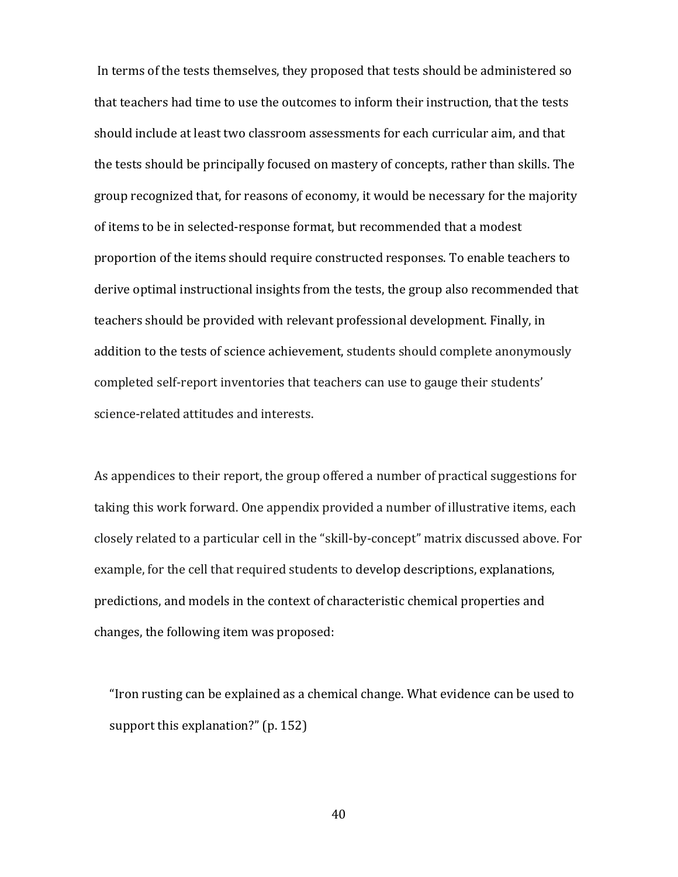In terms of the tests themselves, they proposed that tests should be administered so that teachers had time to use the outcomes to inform their instruction, that the tests should include at least two classroom assessments for each curricular aim, and that the tests should be principally focused on mastery of concepts, rather than skills. The group recognized that, for reasons of economy, it would be necessary for the majority of items to be in selected-response format, but recommended that a modest proportion of the items should require constructed responses. To enable teachers to derive optimal instructional insights from the tests, the group also recommended that teachers should be provided with relevant professional development. Finally, in addition to the tests of science achievement, students should complete anonymously completed self-report inventories that teachers can use to gauge their students' science-related attitudes and interests.

As appendices to their report, the group offered a number of practical suggestions for taking this work forward. One appendix provided a number of illustrative items, each closely related to a particular cell in the "skill-by-concept" matrix discussed above. For example, for the cell that required students to develop descriptions, explanations, predictions, and models in the context of characteristic chemical properties and changes, the following item was proposed:

> "Iron rusting can be explained as a chemical change. What evidence can be used to support this explanation?" (p. 152)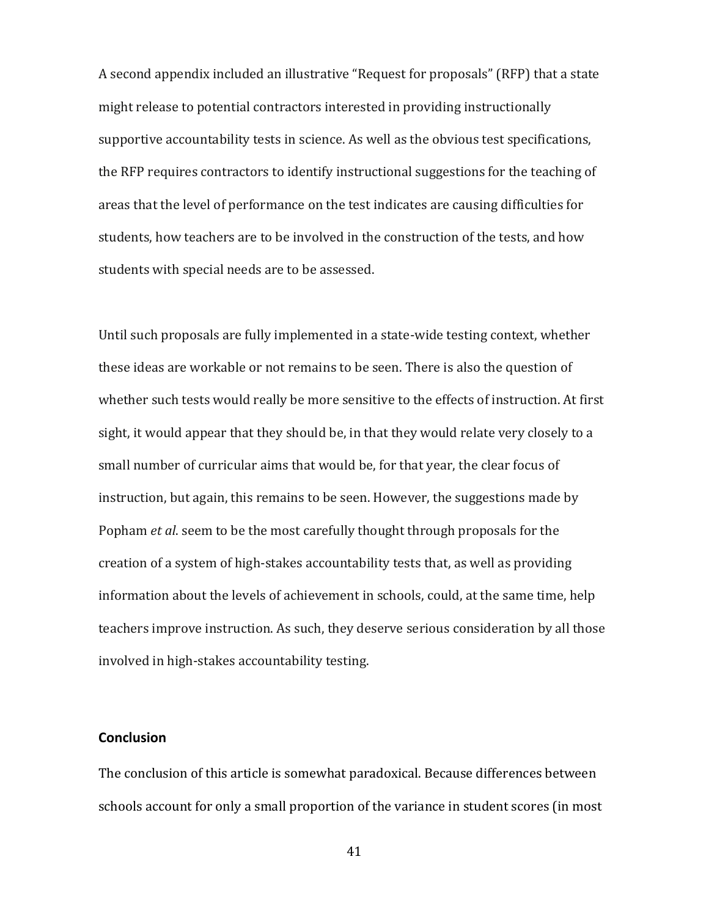A second appendix included an illustrative "Request for proposals" (RFP) that a state might release to potential contractors interested in providing instructionally supportive accountability tests in science. As well as the obvious test specifications, the RFP requires contractors to identify instructional suggestions for the teaching of areas that the level of performance on the test indicates are causing difficulties for students, how teachers are to be involved in the construction of the tests, and how students with special needs are to be assessed.

Until such proposals are fully implemented in a state-wide testing context, whether these ideas are workable or not remains to be seen. There is also the question of whether such tests would really be more sensitive to the effects of instruction. At first sight, it would appear that they should be, in that they would relate very closely to a small number of curricular aims that would be, for that year, the clear focus of instruction, but again, this remains to be seen. However, the suggestions made by Popham *et al*. seem to be the most carefully thought through proposals for the creation of a system of high-stakes accountability tests that, as well as providing information about the levels of achievement in schools, could, at the same time, help teachers improve instruction. As such, they deserve serious consideration by all those involved in high-stakes accountability testing.

## Conclusion

The conclusion of this article is somewhat paradoxical. Because differences between schools account for only a small proportion of the variance in student scores (in most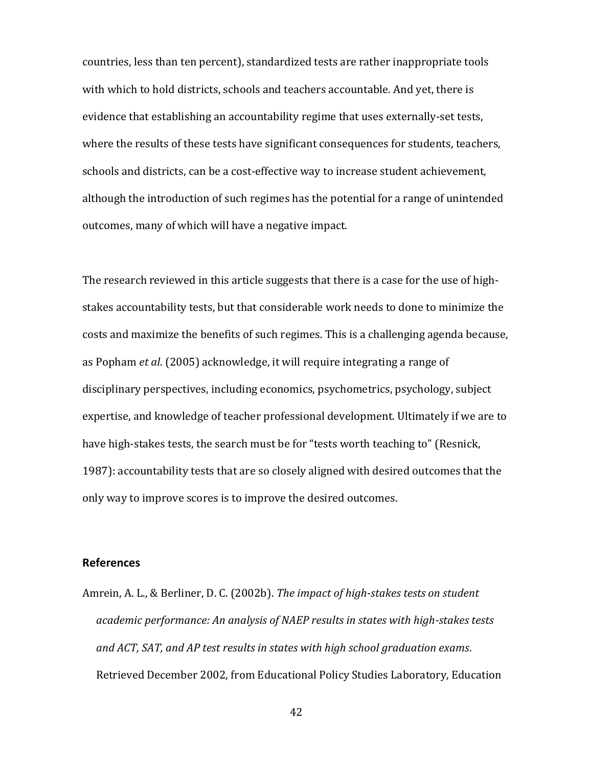countries, less than ten percent), standardized tests are rather inappropriate tools with which to hold districts, schools and teachers accountable. And yet, there is evidence that establishing an accountability regime that uses externally-set tests, where the results of these tests have significant consequences for students, teachers, schools and districts, can be a cost-effective way to increase student achievement, although the introduction of such regimes has the potential for a range of unintended outcomes, many of which will have a negative impact.

The research reviewed in this article suggests that there is a case for the use of high-stakes accountability tests, but that considerable work needs to done to minimize the costs and maximize the benefits of such regimes. This is a challenging agenda because, as Popham *et al*. (2005) acknowledge, it will require integrating a range of disciplinary perspectives, including economics, psychometrics, psychology, subject expertise, and knowledge of teacher professional development. Ultimately if we are to have high-stakes tests, the search must be for "tests worth teaching to" (Resnick, 1987): accountability tests that are so closely aligned with desired outcomes that the only way to improve scores is to improve the desired outcomes.

## References

Amrein, A. L., & Berliner, D. C. (2002b). *The impact of high-stakes tests on student academic performance: An analysis of NAEP results in states with high-stakes tests and ACT, SAT, and AP test results in states with high school graduation exams*. Retrieved December 2002, from Educational Policy Studies Laboratory, Education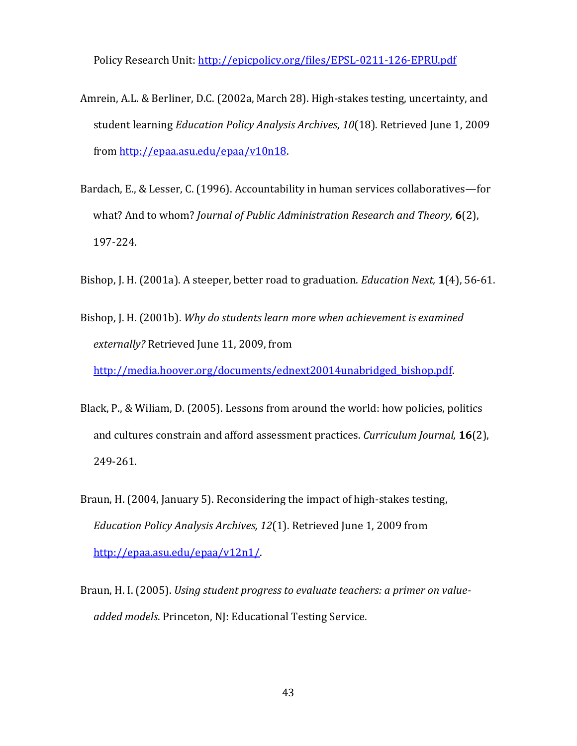Policy Research Unit: http://epicpolicy.org/files/EPSL-0211-126-EPRU.pdf

Amrein, A.L. & Berliner, D.C. (2002a, March 28). High-stakes testing, uncertainty, and student learning *Education Policy Analysis Archives*, *10*(18). Retrieved June 1, 2009 from http://epaa.asu.edu/epaa/v10n18.

Bardach, E., & Lesser, C. (1996). Accountability in human services collaboratives—for what? And to whom? *Journal of Public Administration Research and Theory,* **6**(2), 197-224.

Bishop, J. H. (2001a). A steeper, better road to graduation. *Education Next,* **1**(4), 56-61.

Bishop, J. H. (2001b). *Why do students learn more when achievement is examined externally?* Retrieved June 11, 2009, from http://media.hoover.org/documents/ednext20014unabridged_bishop.pdf.

Black, P., & Wiliam, D. (2005). Lessons from around the world: how policies, politics and cultures constrain and afford assessment practices. *Curriculum Journal,* **16**(2), 249-261.

Braun, H. (2004, January 5). Reconsidering the impact of high-stakes testing, *Education Policy Analysis Archives, 12*(1). Retrieved June 1, 2009 from http://epaa.asu.edu/epaa/v12n1/.

Braun, H. I. (2005). *Using student progress to evaluate teachers: a primer on value-added models*. Princeton, NJ: Educational Testing Service.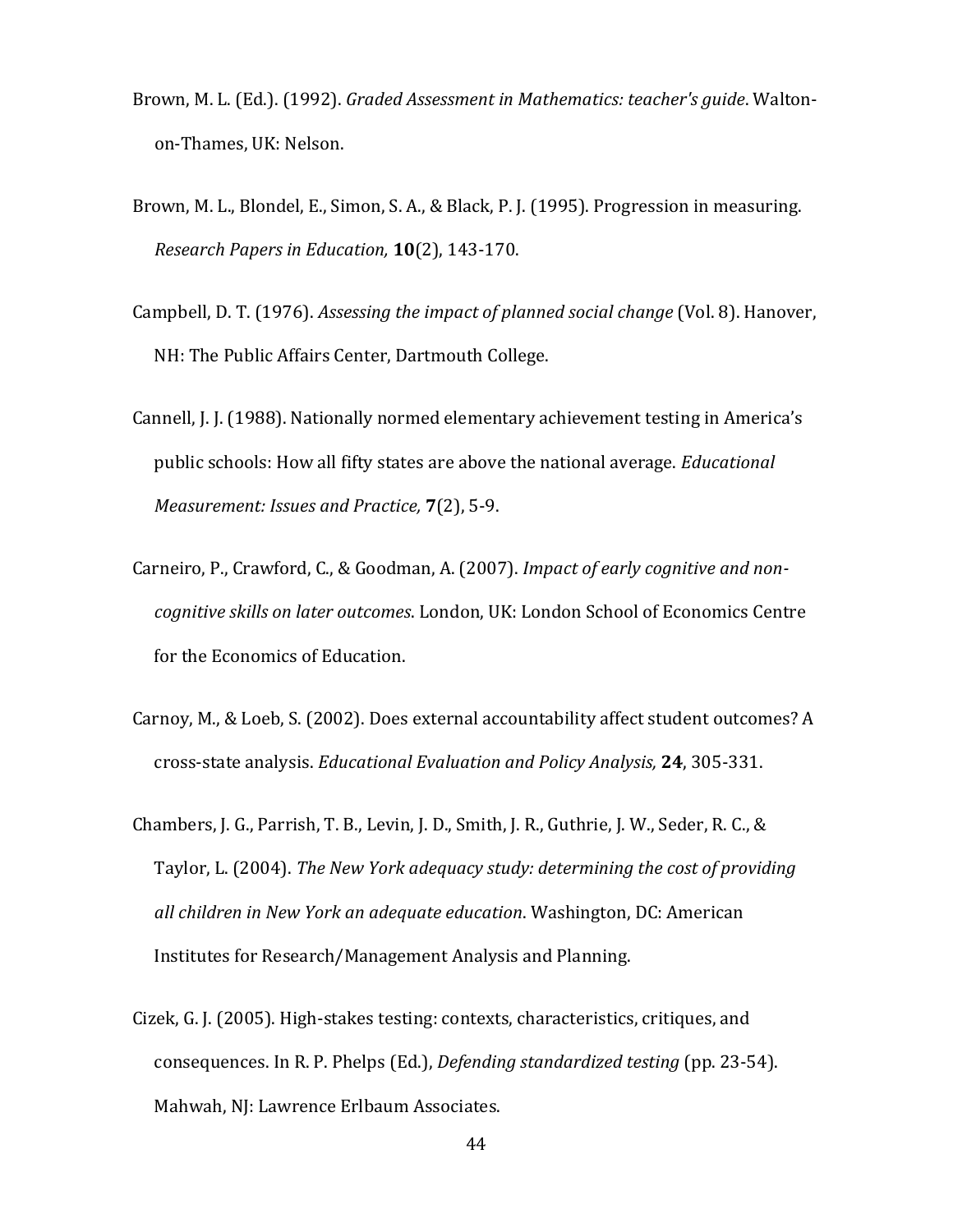Brown, M. L. (Ed.). (1992). *Graded Assessment in Mathematics: teacher's guide*. Walton-on-Thames, UK: Nelson.

Brown, M. L., Blondel, E., Simon, S. A., & Black, P. J. (1995). Progression in measuring. *Research Papers in Education,* **10**(2), 143-170.

Campbell, D. T. (1976). *Assessing the impact of planned social change* (Vol. 8). Hanover, NH: The Public Affairs Center, Dartmouth College.

Cannell, J. J. (1988). Nationally normed elementary achievement testing in America's public schools: How all fifty states are above the national average. *Educational Measurement: Issues and Practice,* **7**(2), 5-9.

Carneiro, P., Crawford, C., & Goodman, A. (2007). *Impact of early cognitive and non-cognitive skills on later outcomes*. London, UK: London School of Economics Centre for the Economics of Education.

Carnoy, M., & Loeb, S. (2002). Does external accountability affect student outcomes? A cross-state analysis. *Educational Evaluation and Policy Analysis,* **24**, 305-331.

Chambers, J. G., Parrish, T. B., Levin, J. D., Smith, J. R., Guthrie, J. W., Seder, R. C., & Taylor, L. (2004). *The New York adequacy study: determining the cost of providing all children in New York an adequate education*. Washington, DC: American Institutes for Research/Management Analysis and Planning.

Cizek, G. J. (2005). High-stakes testing: contexts, characteristics, critiques, and consequences. In R. P. Phelps (Ed.), *Defending standardized testing* (pp. 23-54). Mahwah, NJ: Lawrence Erlbaum Associates.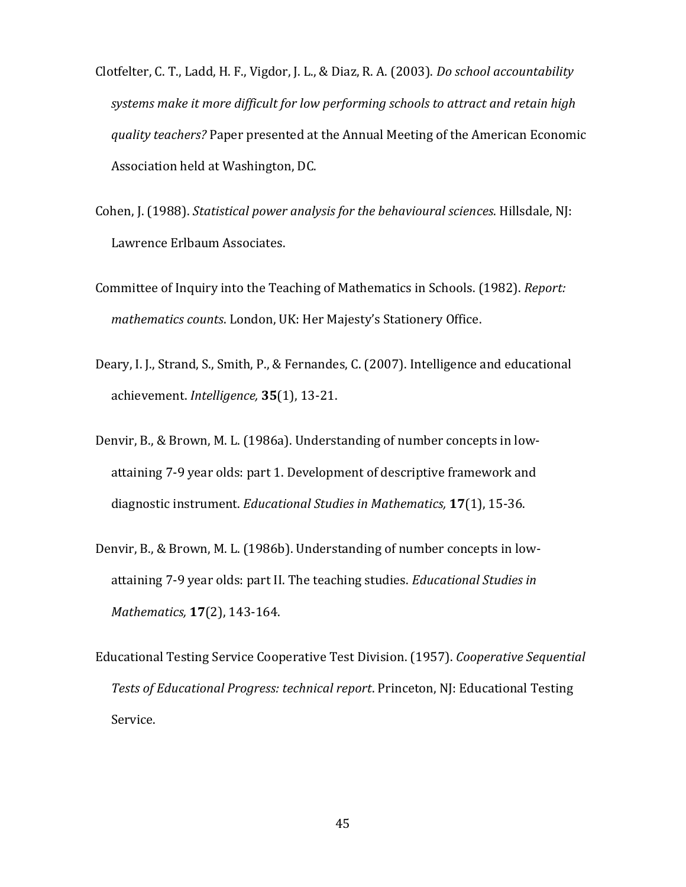Clotfelter, C. T., Ladd, H. F., Vigdor, J. L., & Diaz, R. A. (2003). *Do school accountability systems make it more difficult for low performing schools to attract and retain high quality teachers?* Paper presented at the Annual Meeting of the American Economic Association held at Washington, DC.

Cohen, J. (1988). *Statistical power analysis for the behavioural sciences*. Hillsdale, NJ: Lawrence Erlbaum Associates.

Committee of Inquiry into the Teaching of Mathematics in Schools. (1982). *Report: mathematics counts*. London, UK: Her Majesty's Stationery Office.

Deary, I. J., Strand, S., Smith, P., & Fernandes, C. (2007). Intelligence and educational achievement. *Intelligence,* **35**(1), 13-21.

Denvir, B., & Brown, M. L. (1986a). Understanding of number concepts in low-attaining 7-9 year olds: part 1. Development of descriptive framework and diagnostic instrument. *Educational Studies in Mathematics,* **17**(1), 15-36.

Denvir, B., & Brown, M. L. (1986b). Understanding of number concepts in low-attaining 7-9 year olds: part II. The teaching studies. *Educational Studies in Mathematics,* **17**(2), 143-164.

Educational Testing Service Cooperative Test Division. (1957). *Cooperative Sequential Tests of Educational Progress: technical report*. Princeton, NJ: Educational Testing Service.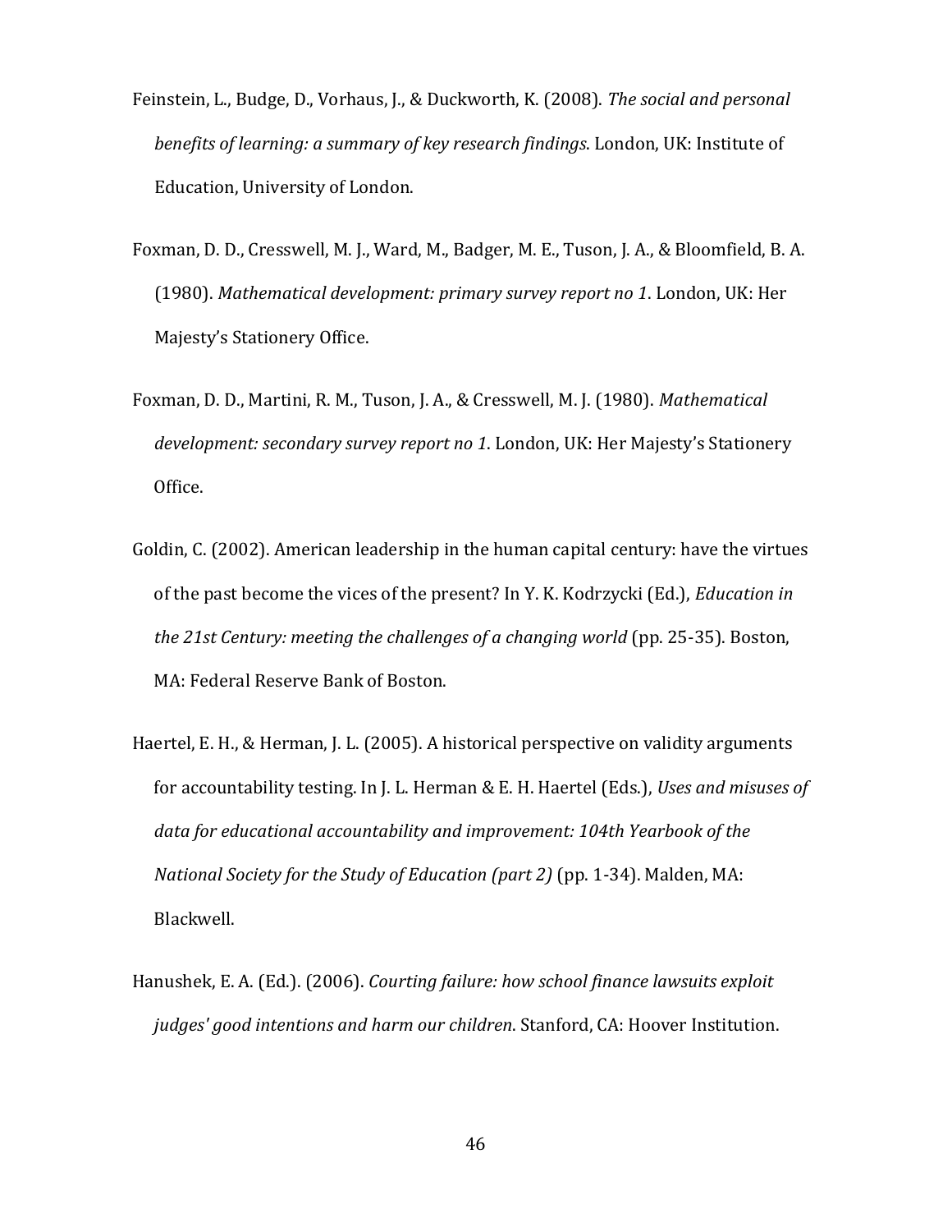Feinstein, L., Budge, D., Vorhaus, J., & Duckworth, K. (2008). *The social and personal benefits of learning: a summary of key research findings*. London, UK: Institute of Education, University of London.

Foxman, D. D., Cresswell, M. J., Ward, M., Badger, M. E., Tuson, J. A., & Bloomfield, B. A. (1980). *Mathematical development: primary survey report no 1*. London, UK: Her Majesty's Stationery Office.

Foxman, D. D., Martini, R. M., Tuson, J. A., & Cresswell, M. J. (1980). *Mathematical development: secondary survey report no 1*. London, UK: Her Majesty's Stationery Office.

Goldin, C. (2002). American leadership in the human capital century: have the virtues of the past become the vices of the present? In Y. K. Kodrzycki (Ed.), *Education in the 21st Century: meeting the challenges of a changing world* (pp. 25-35). Boston, MA: Federal Reserve Bank of Boston.

Haertel, E. H., & Herman, J. L. (2005). A historical perspective on validity arguments for accountability testing. In J. L. Herman & E. H. Haertel (Eds.), *Uses and misuses of data for educational accountability and improvement: 104th Yearbook of the National Society for the Study of Education (part 2)* (pp. 1-34). Malden, MA: Blackwell.

Hanushek, E. A. (Ed.). (2006). *Courting failure: how school finance lawsuits exploit judges' good intentions and harm our children*. Stanford, CA: Hoover Institution.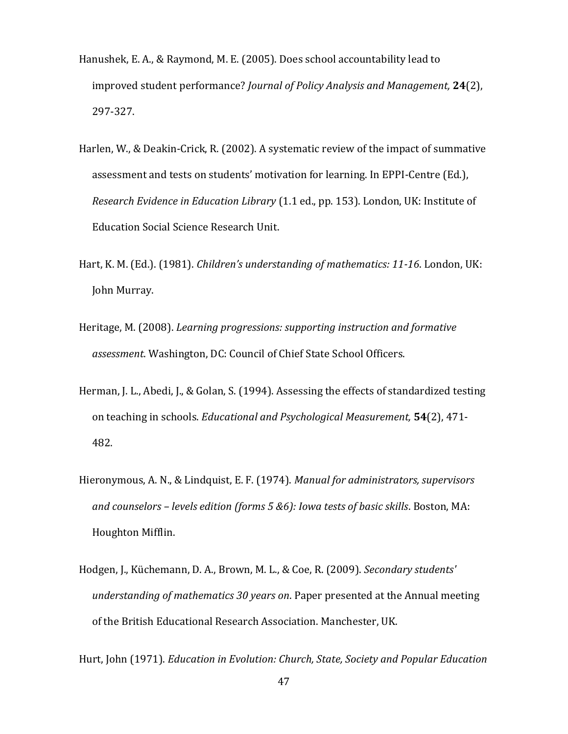Hanushek, E. A., & Raymond, M. E. (2005). Does school accountability lead to improved student performance? *Journal of Policy Analysis and Management,* **24**(2), 297-327.

Harlen, W., & Deakin-Crick, R. (2002). A systematic review of the impact of summative assessment and tests on students' motivation for learning. In EPPI-Centre (Ed.), *Research Evidence in Education Library* (1.1 ed., pp. 153). London, UK: Institute of Education Social Science Research Unit.

Hart, K. M. (Ed.). (1981). *Children's understanding of mathematics: 11-16*. London, UK: John Murray.

Heritage, M. (2008). *Learning progressions: supporting instruction and formative assessment*. Washington, DC: Council of Chief State School Officers.

Herman, J. L., Abedi, J., & Golan, S. (1994). Assessing the effects of standardized testing on teaching in schools. *Educational and Psychological Measurement,* **54**(2), 471-482.

Hieronymous, A. N., & Lindquist, E. F. (1974). *Manual for administrators, supervisors and counselors – levels edition (forms 5 &6): Iowa tests of basic skills*. Boston, MA: Houghton Mifflin.

Hodgen, J., Küchemann, D. A., Brown, M. L., & Coe, R. (2009). *Secondary students' understanding of mathematics 30 years on*. Paper presented at the Annual meeting of the British Educational Research Association. Manchester, UK.

Hurt, John (1971). *Education in Evolution: Church, State, Society and Popular Education*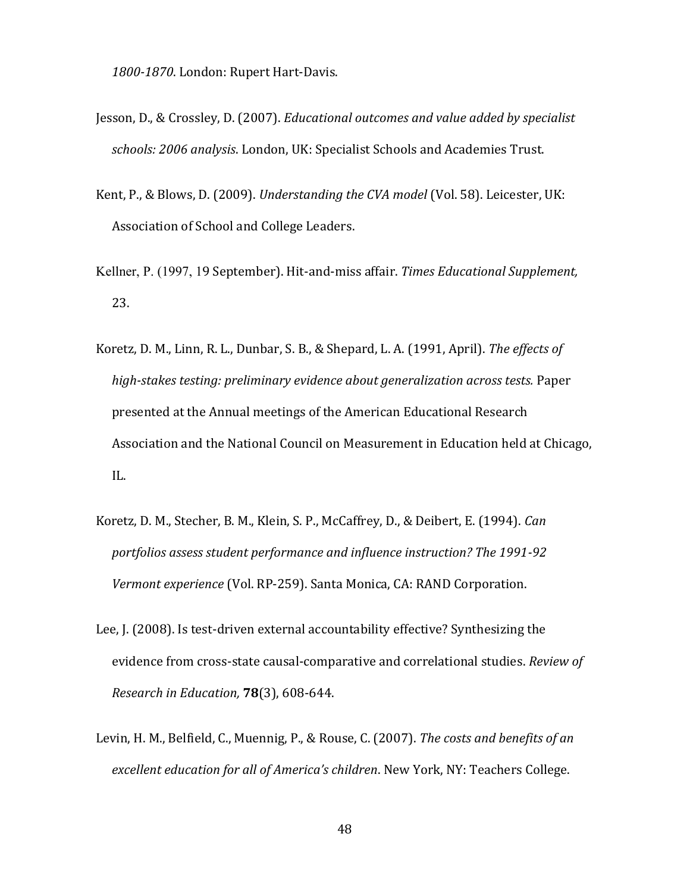*1800-1870*. London: Rupert Hart-Davis.

Jesson, D., & Crossley, D. (2007). *Educational outcomes and value added by specialist schools: 2006 analysis*. London, UK: Specialist Schools and Academies Trust.

Kent, P., & Blows, D. (2009). *Understanding the CVA model* (Vol. 58). Leicester, UK: Association of School and College Leaders.

Kellner, P. (1997, 19 September). Hit-and-miss affair. *Times Educational Supplement,* 23.

Koretz, D. M., Linn, R. L., Dunbar, S. B., & Shepard, L. A. (1991, April). *The effects of high-stakes testing: preliminary evidence about generalization across tests.* Paper presented at the Annual meetings of the American Educational Research Association and the National Council on Measurement in Education held at Chicago, IL.

Koretz, D. M., Stecher, B. M., Klein, S. P., McCaffrey, D., & Deibert, E. (1994). *Can portfolios assess student performance and influence instruction? The 1991-92 Vermont experience* (Vol. RP-259). Santa Monica, CA: RAND Corporation.

Lee, J. (2008). Is test-driven external accountability effective? Synthesizing the evidence from cross-state causal-comparative and correlational studies. *Review of Research in Education,* **78**(3), 608-644.

Levin, H. M., Belfield, C., Muennig, P., & Rouse, C. (2007). *The costs and benefits of an excellent education for all of America's children*. New York, NY: Teachers College.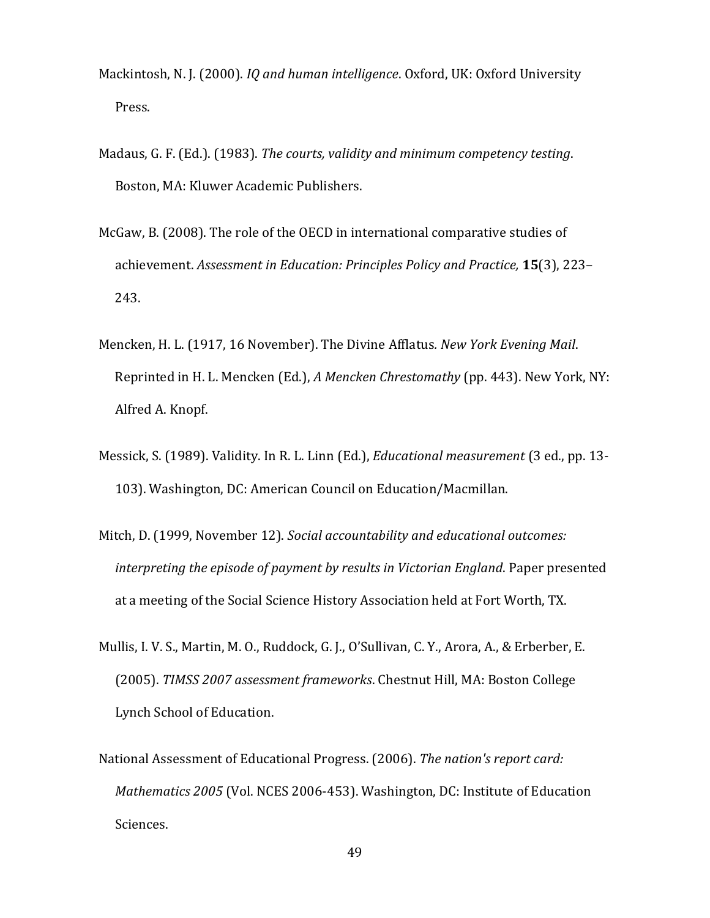Mackintosh, N. J. (2000). *IQ and human intelligence*. Oxford, UK: Oxford University Press.

Madaus, G. F. (Ed.). (1983). *The courts, validity and minimum competency testing*. Boston, MA: Kluwer Academic Publishers.

McGaw, B. (2008). The role of the OECD in international comparative studies of achievement. *Assessment in Education: Principles Policy and Practice,* **15**(3), 223–243.

Mencken, H. L. (1917, 16 November). The Divine Afflatus*. New York Evening Mail*. Reprinted in H. L. Mencken (Ed.), *A Mencken Chrestomathy* (pp. 443). New York, NY: Alfred A. Knopf.

Messick, S. (1989). Validity. In R. L. Linn (Ed.), *Educational measurement* (3 ed., pp. 13-103). Washington, DC: American Council on Education/Macmillan.

Mitch, D. (1999, November 12). *Social accountability and educational outcomes: interpreting the episode of payment by results in Victorian England*. Paper presented at a meeting of the Social Science History Association held at Fort Worth, TX.

Mullis, I. V. S., Martin, M. O., Ruddock, G. J., O'Sullivan, C. Y., Arora, A., & Erberber, E. (2005). *TIMSS 2007 assessment frameworks*. Chestnut Hill, MA: Boston College Lynch School of Education.

National Assessment of Educational Progress. (2006). *The nation's report card: Mathematics 2005* (Vol. NCES 2006-453). Washington, DC: Institute of Education Sciences.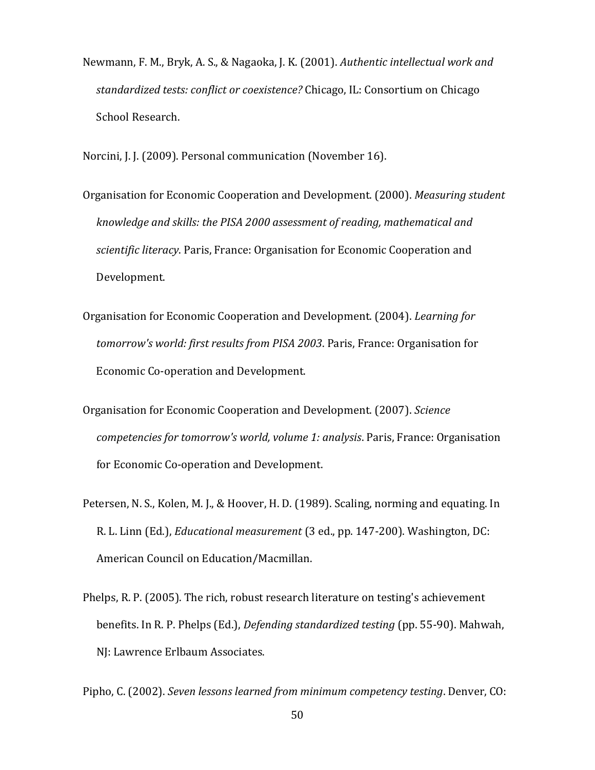Newmann, F. M., Bryk, A. S., & Nagaoka, J. K. (2001). *Authentic intellectual work and standardized tests: conflict or coexistence?* Chicago, IL: Consortium on Chicago School Research.

Norcini, J. J. (2009). Personal communication (November 16).

Organisation for Economic Cooperation and Development. (2000). *Measuring student knowledge and skills: the PISA 2000 assessment of reading, mathematical and scientific literacy*. Paris, France: Organisation for Economic Cooperation and Development.

Organisation for Economic Cooperation and Development. (2004). *Learning for tomorrow's world: first results from PISA 2003*. Paris, France: Organisation for Economic Co-operation and Development.

Organisation for Economic Cooperation and Development. (2007). *Science competencies for tomorrow's world, volume 1: analysis*. Paris, France: Organisation for Economic Co-operation and Development.

Petersen, N. S., Kolen, M. J., & Hoover, H. D. (1989). Scaling, norming and equating. In R. L. Linn (Ed.), *Educational measurement* (3 ed., pp. 147-200). Washington, DC: American Council on Education/Macmillan.

Phelps, R. P. (2005). The rich, robust research literature on testing's achievement benefits. In R. P. Phelps (Ed.), *Defending standardized testing* (pp. 55-90). Mahwah, NJ: Lawrence Erlbaum Associates.

Pipho, C. (2002). *Seven lessons learned from minimum competency testing*. Denver, CO: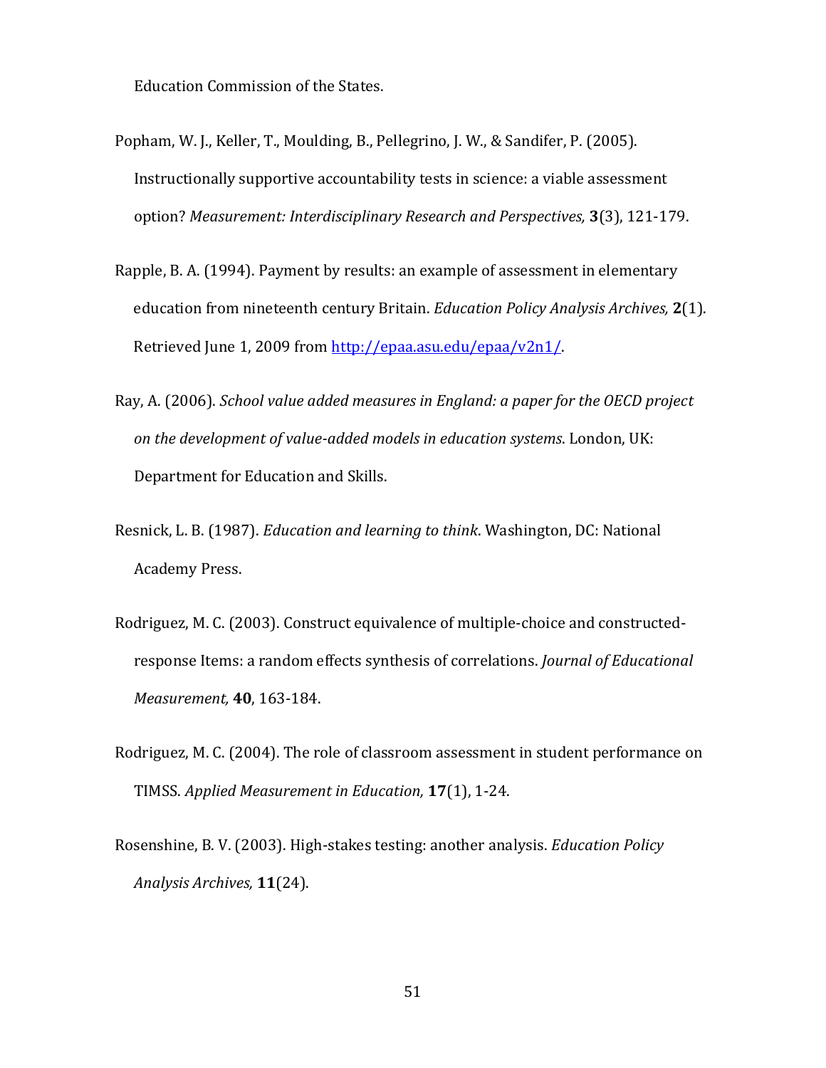Education Commission of the States.

Popham, W. J., Keller, T., Moulding, B., Pellegrino, J. W., & Sandifer, P. (2005). Instructionally supportive accountability tests in science: a viable assessment option? *Measurement: Interdisciplinary Research and Perspectives,* **3**(3), 121-179.

Rapple, B. A. (1994). Payment by results: an example of assessment in elementary education from nineteenth century Britain. *Education Policy Analysis Archives,* **2**(1). Retrieved June 1, 2009 from http://epaa.asu.edu/epaa/v2n1/.

Ray, A. (2006). *School value added measures in England: a paper for the OECD project on the development of value-added models in education systems*. London, UK: Department for Education and Skills.

Resnick, L. B. (1987). *Education and learning to think*. Washington, DC: National Academy Press.

Rodriguez, M. C. (2003). Construct equivalence of multiple-choice and constructed-response Items: a random effects synthesis of correlations. *Journal of Educational Measurement,* **40**, 163-184.

Rodriguez, M. C. (2004). The role of classroom assessment in student performance on TIMSS. *Applied Measurement in Education,* **17**(1), 1-24.

Rosenshine, B. V. (2003). High-stakes testing: another analysis. *Education Policy Analysis Archives,* **11**(24).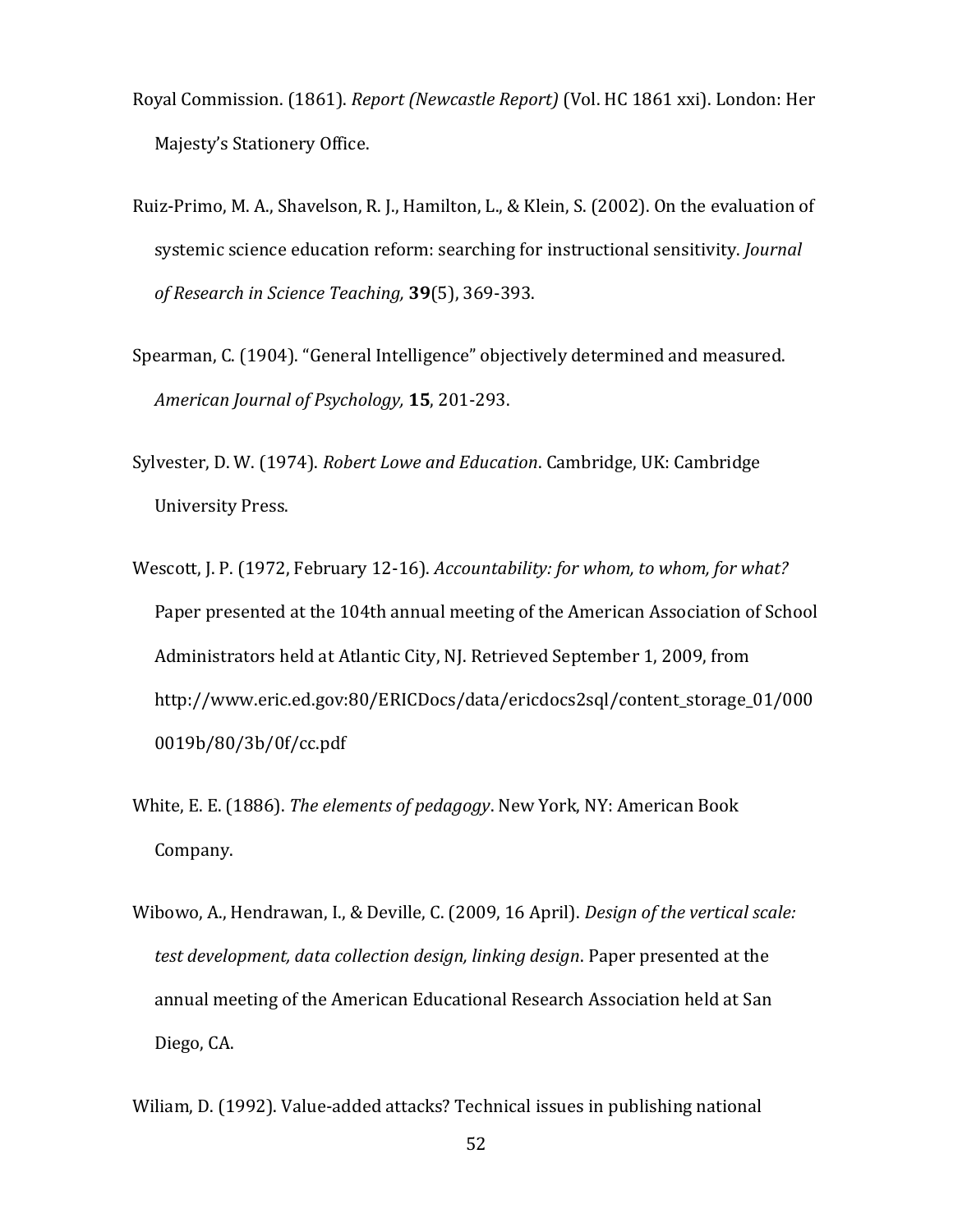Royal Commission. (1861). *Report (Newcastle Report)* (Vol. HC 1861 xxi). London: Her Majesty's Stationery Office.

Ruiz-Primo, M. A., Shavelson, R. J., Hamilton, L., & Klein, S. (2002). On the evaluation of systemic science education reform: searching for instructional sensitivity. *Journal of Research in Science Teaching,* **39**(5), 369-393.

Spearman, C. (1904). "General Intelligence" objectively determined and measured. *American Journal of Psychology,* **15**, 201-293.

Sylvester, D. W. (1974). *Robert Lowe and Education*. Cambridge, UK: Cambridge University Press.

Wescott, J. P. (1972, February 12-16). *Accountability: for whom, to whom, for what?* Paper presented at the 104th annual meeting of the American Association of School Administrators held at Atlantic City, NJ. Retrieved September 1, 2009, from http://www.eric.ed.gov:80/ERICDocs/data/ericdocs2sql/content_storage_01/0000019b/80/3b/0f/cc.pdf

White, E. E. (1886). *The elements of pedagogy*. New York, NY: American Book Company.

Wibowo, A., Hendrawan, I., & Deville, C. (2009, 16 April). *Design of the vertical scale: test development, data collection design, linking design*. Paper presented at the annual meeting of the American Educational Research Association held at San Diego, CA.

Wiliam, D. (1992). Value-added attacks? Technical issues in publishing national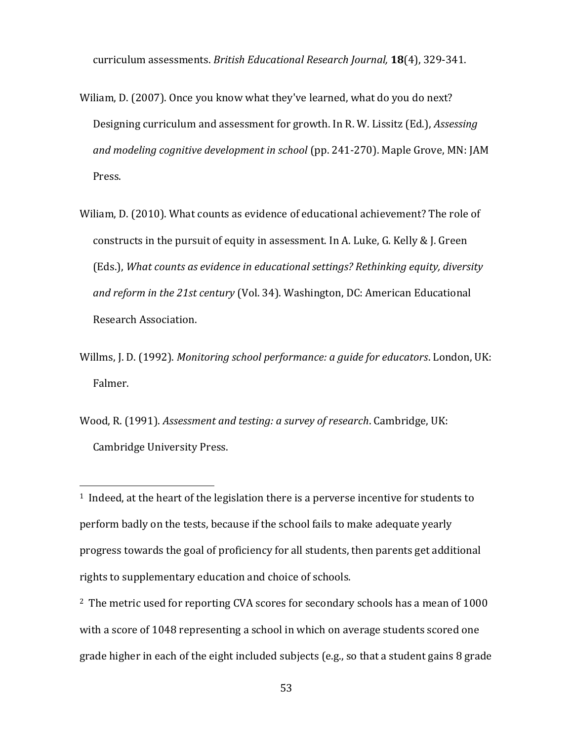curriculum assessments. *British Educational Research Journal,* **18**(4), 329-341.

Wiliam, D. (2007). Once you know what they've learned, what do you do next? Designing curriculum and assessment for growth. In R. W. Lissitz (Ed.), *Assessing and modeling cognitive development in school* (pp. 241-270). Maple Grove, MN: JAM Press.

Wiliam, D. (2010). What counts as evidence of educational achievement? The role of constructs in the pursuit of equity in assessment. In A. Luke, G. Kelly & J. Green (Eds.), *What counts as evidence in educational settings? Rethinking equity, diversity and reform in the 21st century* (Vol. 34). Washington, DC: American Educational Research Association.

Willms, J. D. (1992). *Monitoring school performance: a guide for educators*. London, UK: Falmer.

Wood, R. (1991). *Assessment and testing: a survey of research*. Cambridge, UK: Cambridge University Press.

---

[1] Indeed, at the heart of the legislation there is a perverse incentive for students to perform badly on the tests, because if the school fails to make adequate yearly progress towards the goal of proficiency for all students, then parents get additional rights to supplementary education and choice of schools.

[2] The metric used for reporting CVA scores for secondary schools has a mean of 1000 with a score of 1048 representing a school in which on average students scored one grade higher in each of the eight included subjects (e.g., so that a student gains 8 grade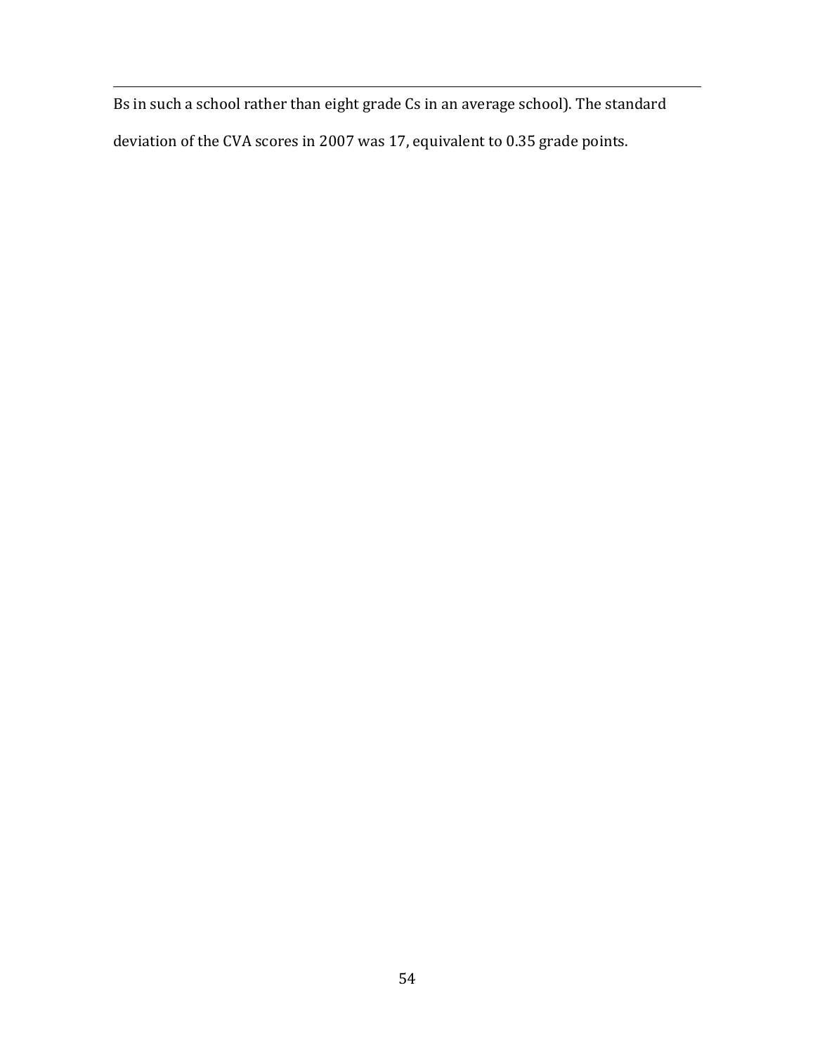Bs in such a school rather than eight grade Cs in an average school). The standard deviation of the CVA scores in 2007 was 17, equivalent to 0.35 grade points.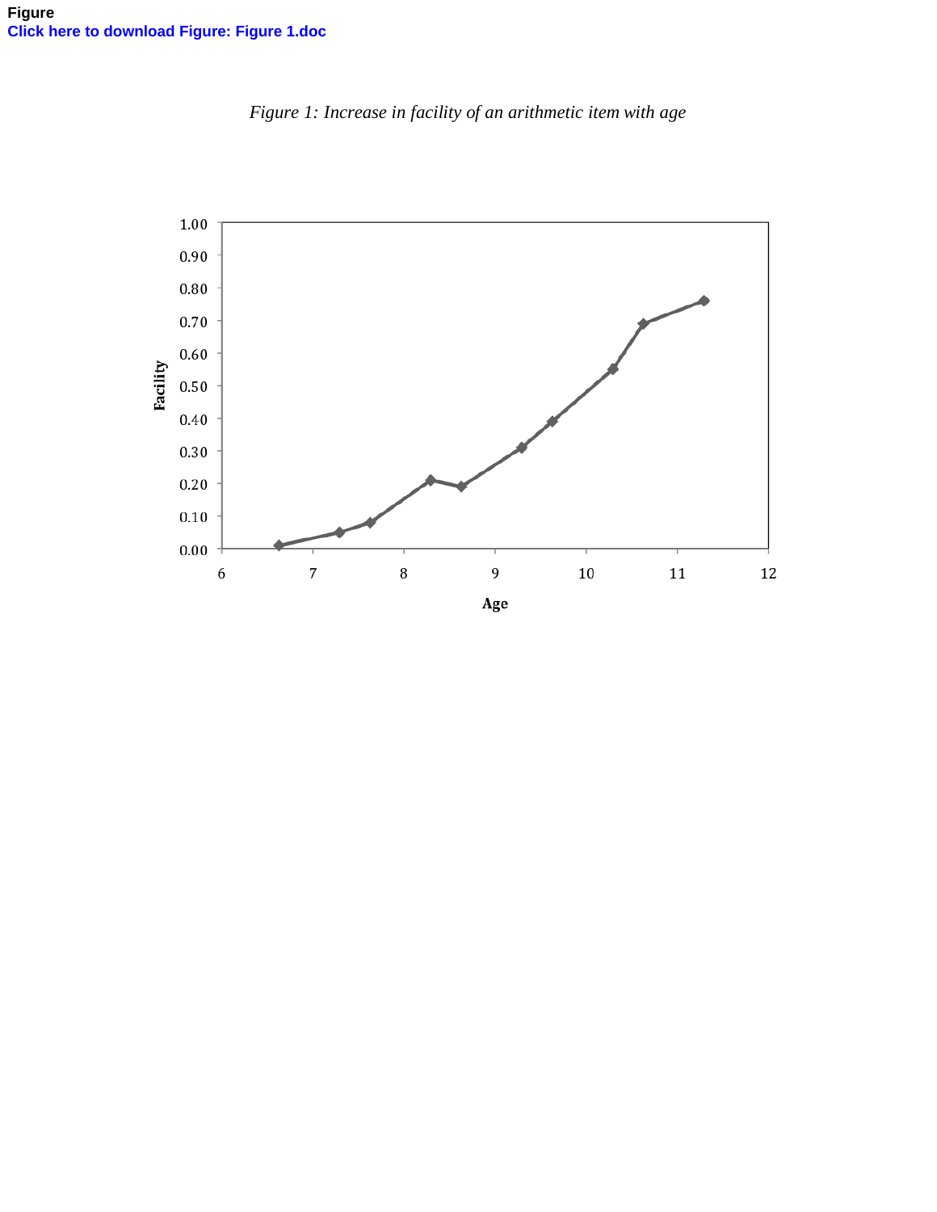Figure
Click here to download Figure: Figure 1.doc

*Figure 1: Increase in facility of an arithmetic item with age*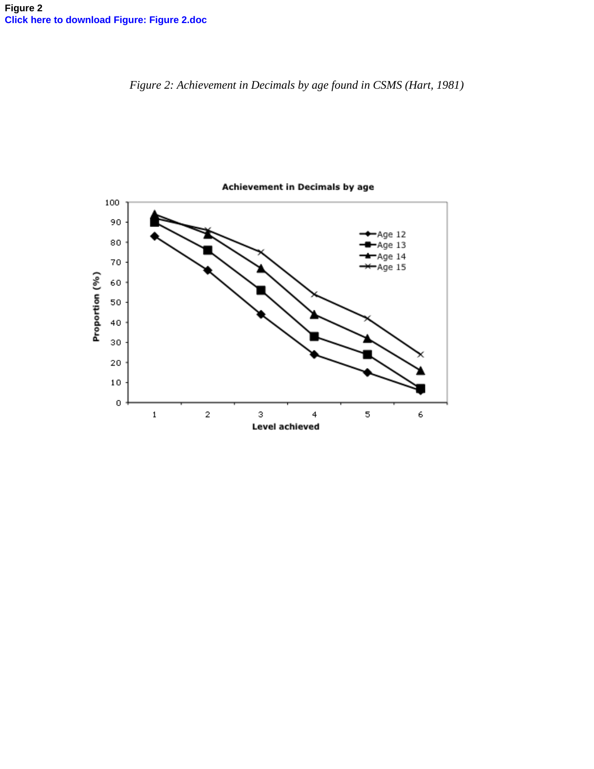**Figure 2**
**Click here to download Figure: Figure 2.doc**

*Figure 2: Achievement in Decimals by age found in CSMS (Hart, 1981)*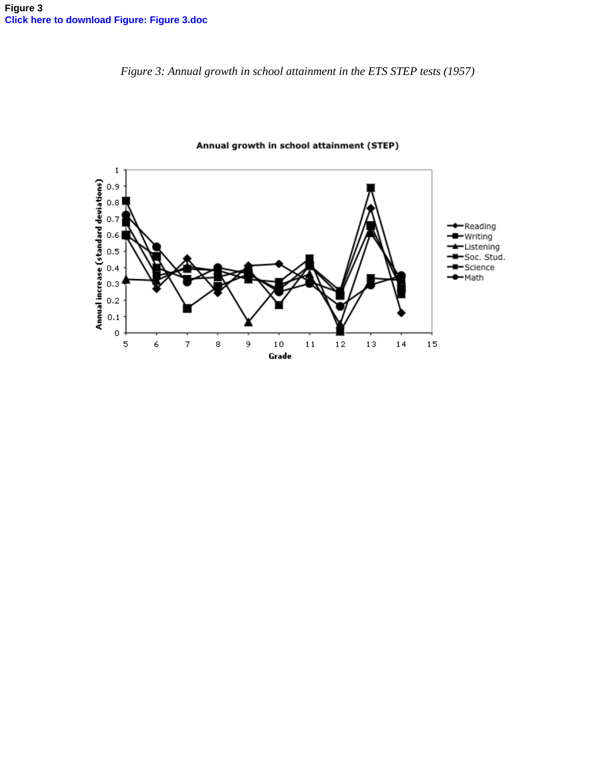**Figure 3**
**Click here to download Figure: Figure 3.doc**

*Figure 3: Annual growth in school attainment in the ETS STEP tests (1957)*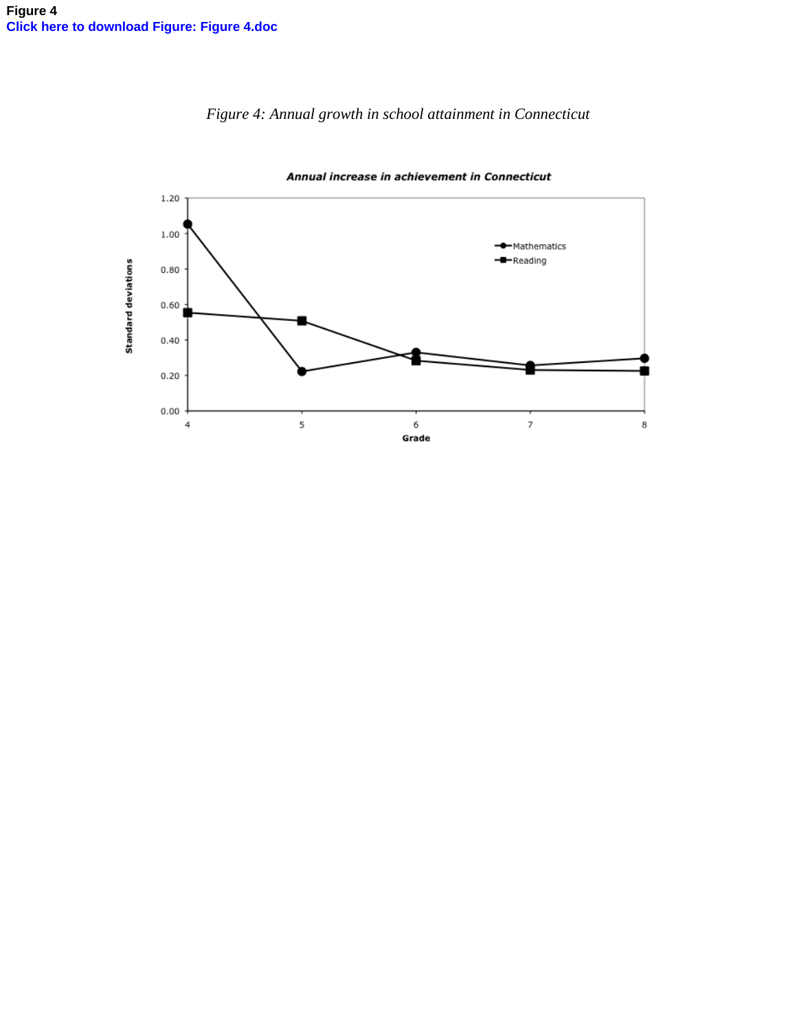**Figure 4**

**Click here to download Figure: Figure 4.doc**

*Figure 4: Annual growth in school attainment in Connecticut*

**Annual increase in achievement in Connecticut**

Standard deviations

1.20
1.00
0.80
0.60
0.40
0.20
0.00

4 5 6 7 8

Grade

Mathematics
Reading